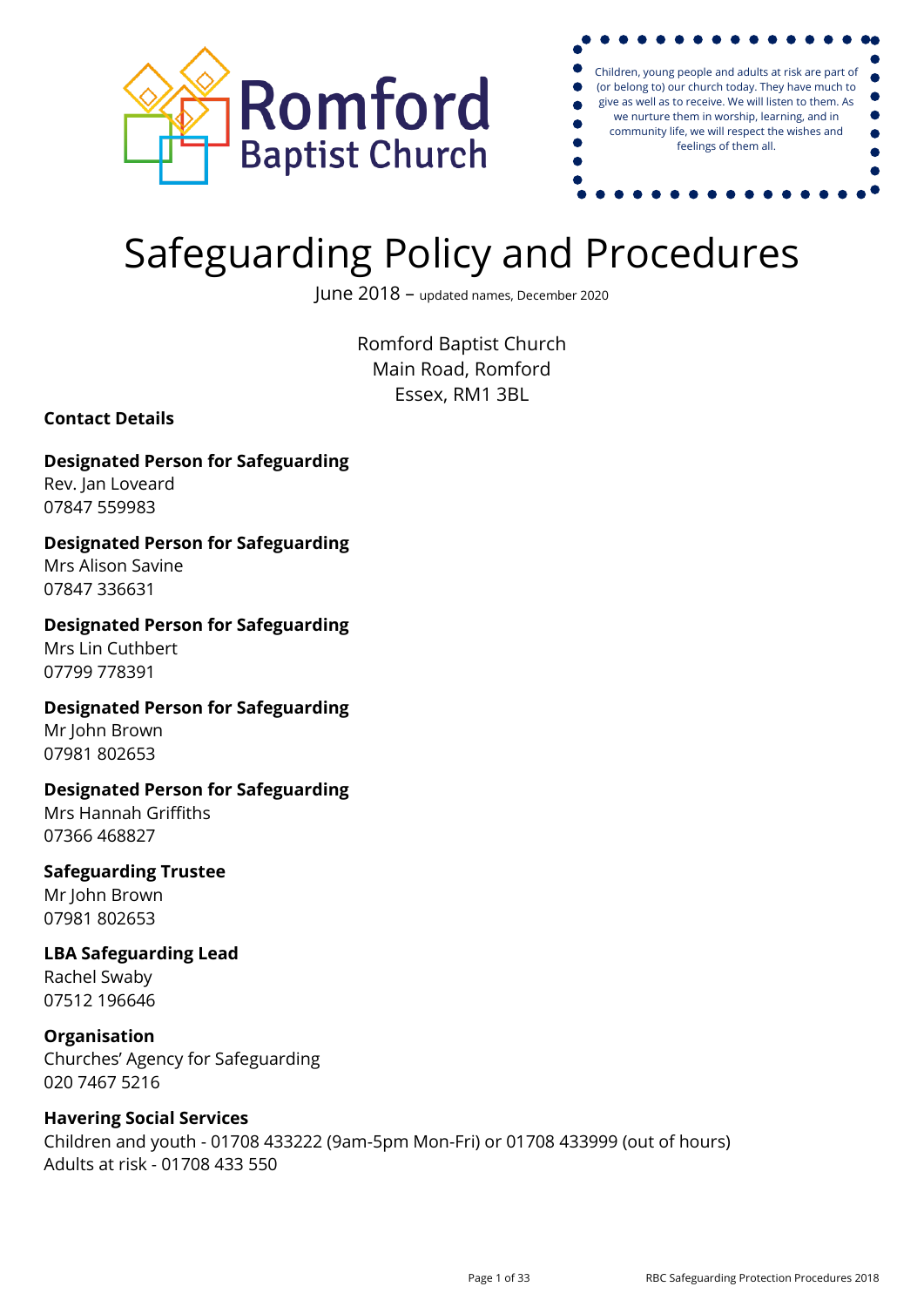Romford Baptist Church

> Children, young people and adults at risk are part of (or belong to) our church today. They have much to give as well as to receive. We will listen to them. As we nurture them in worship, learning, and in community life, we will respect the wishes and feelings of them all.

# Safeguarding Policy and Procedures

June 2018 – updated names, December 2020

Romford Baptist Church
Main Road, Romford
Essex, RM1 3BL

**Contact Details**

**Designated Person for Safeguarding**
Rev. Jan Loveard
07847 559983

**Designated Person for Safeguarding**
Mrs Alison Savine
07847 336631

**Designated Person for Safeguarding**
Mrs Lin Cuthbert
07799 778391

**Designated Person for Safeguarding**
Mr John Brown
07981 802653

**Designated Person for Safeguarding**
Mrs Hannah Griffiths
07366 468827

**Safeguarding Trustee**
Mr John Brown
07981 802653

**LBA Safeguarding Lead**
Rachel Swaby
07512 196646

**Organisation**
Churches' Agency for Safeguarding
020 7467 5216

**Havering Social Services**
Children and youth - 01708 433222 (9am-5pm Mon-Fri) or 01708 433999 (out of hours)
Adults at risk - 01708 433 550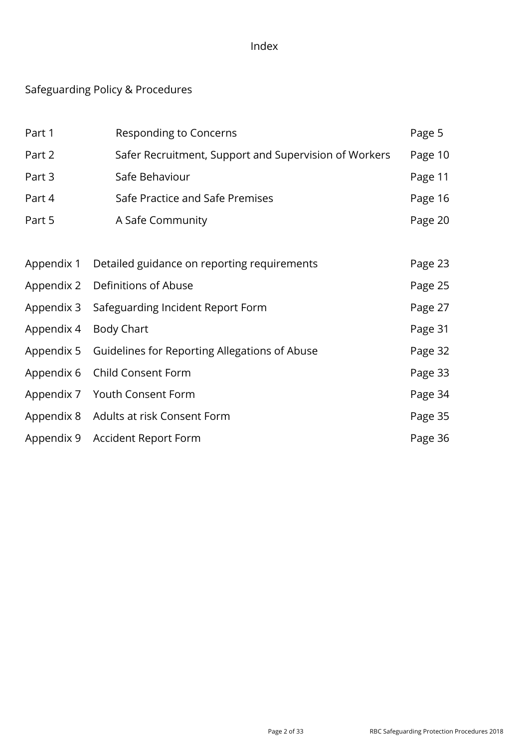# Index

## Safeguarding Policy & Procedures

| | | |
|---|---|---|
| Part 1 | Responding to Concerns | Page 5 |
| Part 2 | Safer Recruitment, Support and Supervision of Workers | Page 10 |
| Part 3 | Safe Behaviour | Page 11 |
| Part 4 | Safe Practice and Safe Premises | Page 16 |
| Part 5 | A Safe Community | Page 20 |

| | | |
|---|---|---|
| Appendix 1 | Detailed guidance on reporting requirements | Page 23 |
| Appendix 2 | Definitions of Abuse | Page 25 |
| Appendix 3 | Safeguarding Incident Report Form | Page 27 |
| Appendix 4 | Body Chart | Page 31 |
| Appendix 5 | Guidelines for Reporting Allegations of Abuse | Page 32 |
| Appendix 6 | Child Consent Form | Page 33 |
| Appendix 7 | Youth Consent Form | Page 34 |
| Appendix 8 | Adults at risk Consent Form | Page 35 |
| Appendix 9 | Accident Report Form | Page 36 |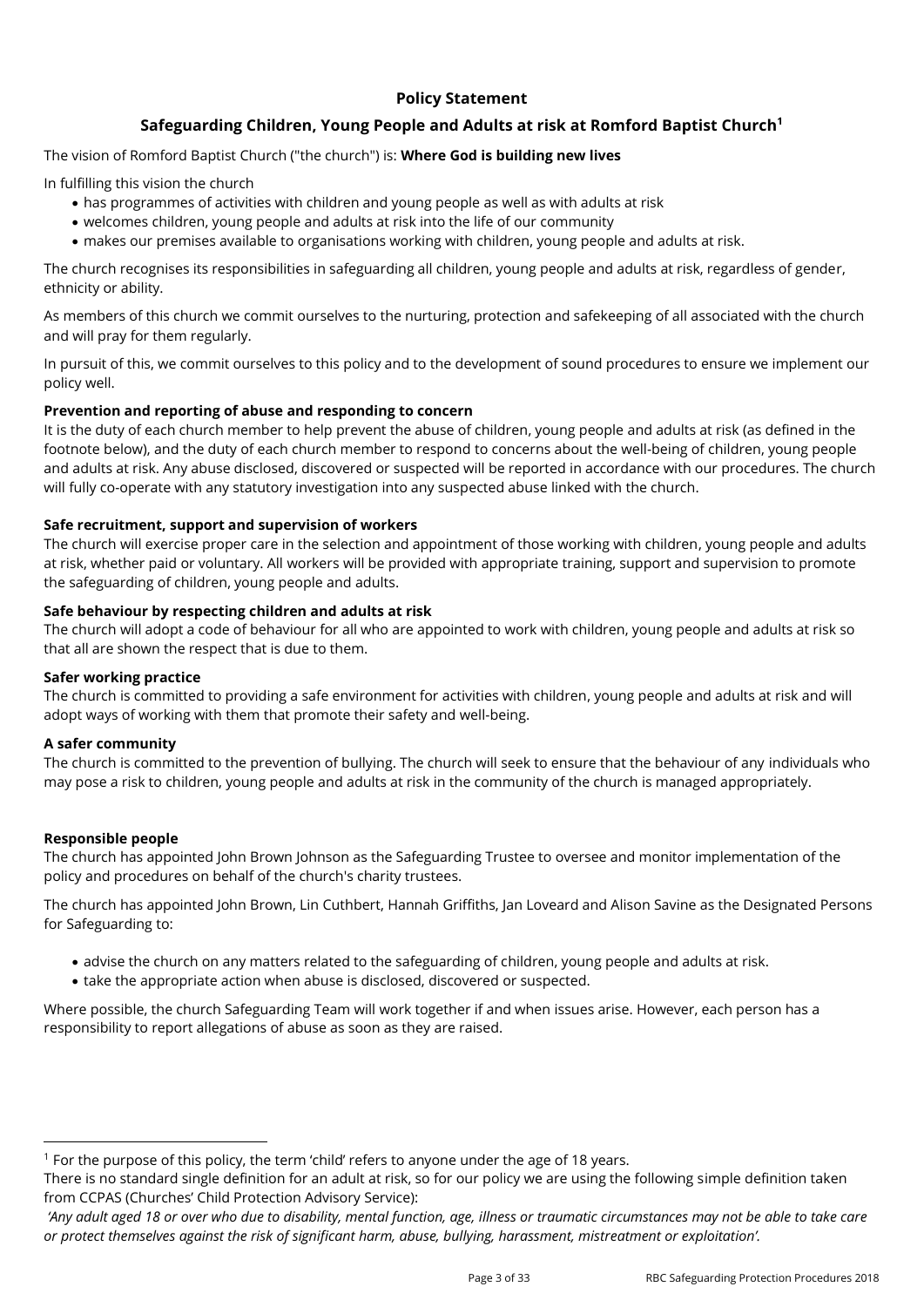## Policy Statement

## Safeguarding Children, Young People and Adults at risk at Romford Baptist Church[1]

The vision of Romford Baptist Church ("the church") is: **Where God is building new lives**

In fulfilling this vision the church

- has programmes of activities with children and young people as well as with adults at risk
- welcomes children, young people and adults at risk into the life of our community
- makes our premises available to organisations working with children, young people and adults at risk.

The church recognises its responsibilities in safeguarding all children, young people and adults at risk, regardless of gender, ethnicity or ability.

As members of this church we commit ourselves to the nurturing, protection and safekeeping of all associated with the church and will pray for them regularly.

In pursuit of this, we commit ourselves to this policy and to the development of sound procedures to ensure we implement our policy well.

**Prevention and reporting of abuse and responding to concern**

It is the duty of each church member to help prevent the abuse of children, young people and adults at risk (as defined in the footnote below), and the duty of each church member to respond to concerns about the well-being of children, young people and adults at risk. Any abuse disclosed, discovered or suspected will be reported in accordance with our procedures. The church will fully co-operate with any statutory investigation into any suspected abuse linked with the church.

**Safe recruitment, support and supervision of workers**

The church will exercise proper care in the selection and appointment of those working with children, young people and adults at risk, whether paid or voluntary. All workers will be provided with appropriate training, support and supervision to promote the safeguarding of children, young people and adults.

**Safe behaviour by respecting children and adults at risk**

The church will adopt a code of behaviour for all who are appointed to work with children, young people and adults at risk so that all are shown the respect that is due to them.

**Safer working practice**

The church is committed to providing a safe environment for activities with children, young people and adults at risk and will adopt ways of working with them that promote their safety and well-being.

**A safer community**

The church is committed to the prevention of bullying. The church will seek to ensure that the behaviour of any individuals who may pose a risk to children, young people and adults at risk in the community of the church is managed appropriately.

**Responsible people**

The church has appointed John Brown Johnson as the Safeguarding Trustee to oversee and monitor implementation of the policy and procedures on behalf of the church's charity trustees.

The church has appointed John Brown, Lin Cuthbert, Hannah Griffiths, Jan Loveard and Alison Savine as the Designated Persons for Safeguarding to:

- advise the church on any matters related to the safeguarding of children, young people and adults at risk.
- take the appropriate action when abuse is disclosed, discovered or suspected.

Where possible, the church Safeguarding Team will work together if and when issues arise. However, each person has a responsibility to report allegations of abuse as soon as they are raised.

---

[1] For the purpose of this policy, the term 'child' refers to anyone under the age of 18 years.
There is no standard single definition for an adult at risk, so for our policy we are using the following simple definition taken from CCPAS (Churches' Child Protection Advisory Service):
*'Any adult aged 18 or over who due to disability, mental function, age, illness or traumatic circumstances may not be able to take care or protect themselves against the risk of significant harm, abuse, bullying, harassment, mistreatment or exploitation'.*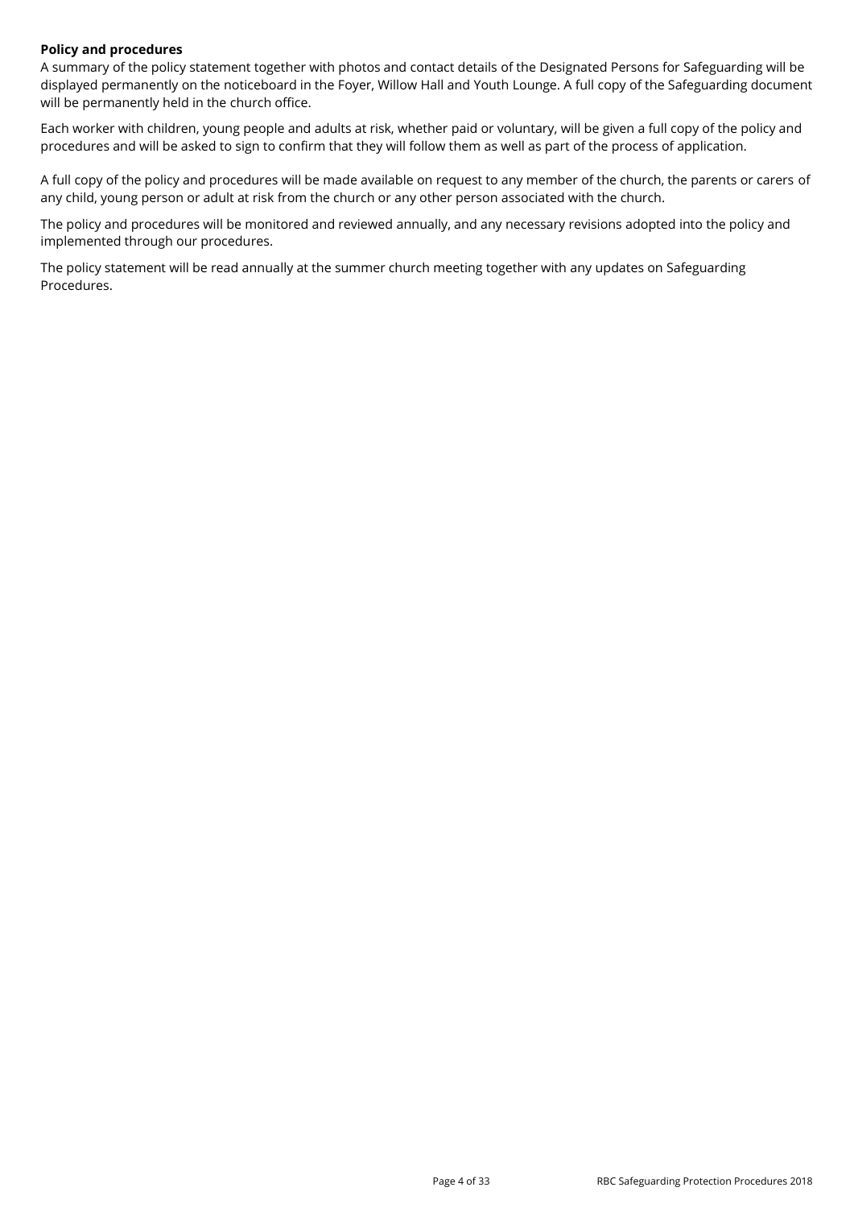**Policy and procedures**

A summary of the policy statement together with photos and contact details of the Designated Persons for Safeguarding will be displayed permanently on the noticeboard in the Foyer, Willow Hall and Youth Lounge. A full copy of the Safeguarding document will be permanently held in the church office.

Each worker with children, young people and adults at risk, whether paid or voluntary, will be given a full copy of the policy and procedures and will be asked to sign to confirm that they will follow them as well as part of the process of application.

A full copy of the policy and procedures will be made available on request to any member of the church, the parents or carers of any child, young person or adult at risk from the church or any other person associated with the church.

The policy and procedures will be monitored and reviewed annually, and any necessary revisions adopted into the policy and implemented through our procedures.

The policy statement will be read annually at the summer church meeting together with any updates on Safeguarding Procedures.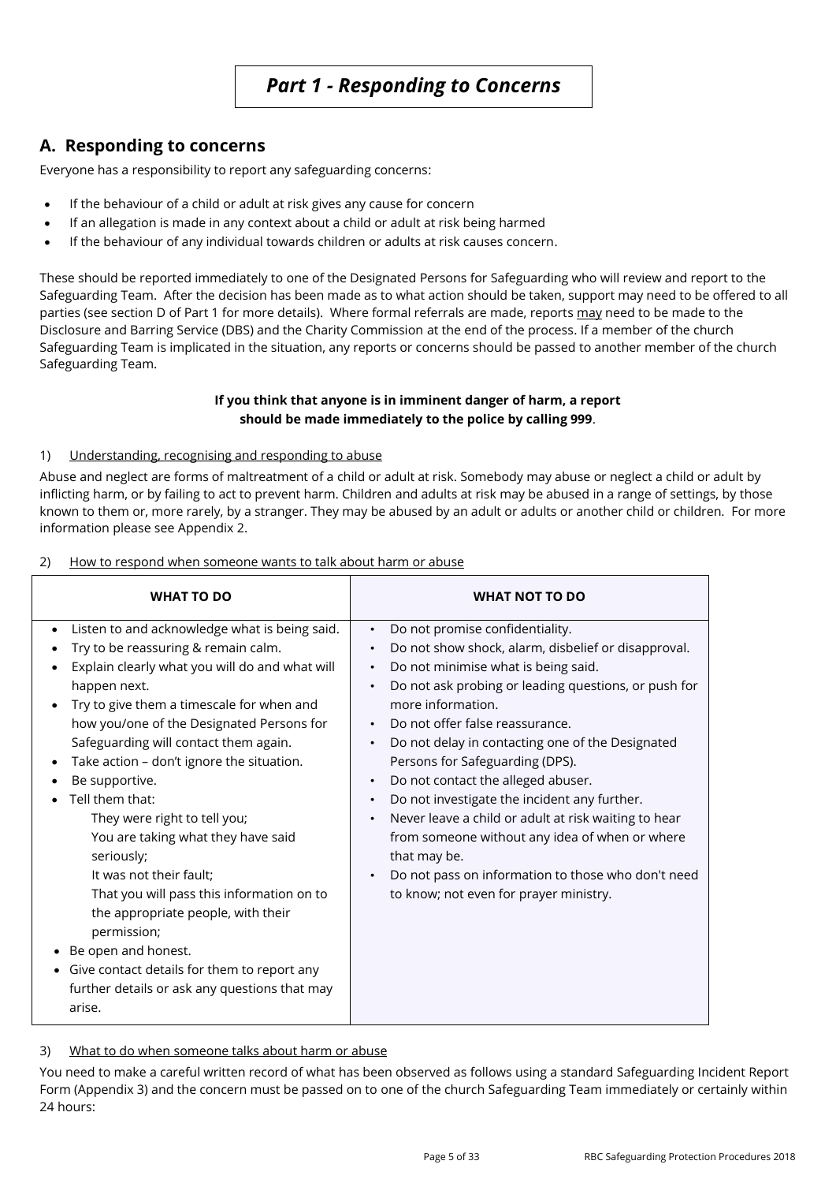# *Part 1 - Responding to Concerns*

## A. Responding to concerns

Everyone has a responsibility to report any safeguarding concerns:

- If the behaviour of a child or adult at risk gives any cause for concern
- If an allegation is made in any context about a child or adult at risk being harmed
- If the behaviour of any individual towards children or adults at risk causes concern.

These should be reported immediately to one of the Designated Persons for Safeguarding who will review and report to the Safeguarding Team. After the decision has been made as to what action should be taken, support may need to be offered to all parties (see section D of Part 1 for more details). Where formal referrals are made, reports may need to be made to the Disclosure and Barring Service (DBS) and the Charity Commission at the end of the process. If a member of the church Safeguarding Team is implicated in the situation, any reports or concerns should be passed to another member of the church Safeguarding Team.

**If you think that anyone is in imminent danger of harm, a report should be made immediately to the police by calling 999**.

1) Understanding, recognising and responding to abuse

Abuse and neglect are forms of maltreatment of a child or adult at risk. Somebody may abuse or neglect a child or adult by inflicting harm, or by failing to act to prevent harm. Children and adults at risk may be abused in a range of settings, by those known to them or, more rarely, by a stranger. They may be abused by an adult or adults or another child or children. For more information please see Appendix 2.

2) How to respond when someone wants to talk about harm or abuse

| WHAT TO DO | WHAT NOT TO DO |
| --- | --- |
| • Listen to and acknowledge what is being said.<br>• Try to be reassuring & remain calm.<br>• Explain clearly what you will do and what will happen next.<br>• Try to give them a timescale for when and how you/one of the Designated Persons for Safeguarding will contact them again.<br>• Take action – don't ignore the situation.<br>• Be supportive.<br>• Tell them that:<br>They were right to tell you;<br>You are taking what they have said seriously;<br>It was not their fault;<br>That you will pass this information on to the appropriate people, with their permission;<br>• Be open and honest.<br>• Give contact details for them to report any further details or ask any questions that may arise. | • Do not promise confidentiality.<br>• Do not show shock, alarm, disbelief or disapproval.<br>• Do not minimise what is being said.<br>• Do not ask probing or leading questions, or push for more information.<br>• Do not offer false reassurance.<br>• Do not delay in contacting one of the Designated Persons for Safeguarding (DPS).<br>• Do not contact the alleged abuser.<br>• Do not investigate the incident any further.<br>• Never leave a child or adult at risk waiting to hear from someone without any idea of when or where that may be.<br>• Do not pass on information to those who don't need to know; not even for prayer ministry. |

3) What to do when someone talks about harm or abuse

You need to make a careful written record of what has been observed as follows using a standard Safeguarding Incident Report Form (Appendix 3) and the concern must be passed on to one of the church Safeguarding Team immediately or certainly within 24 hours: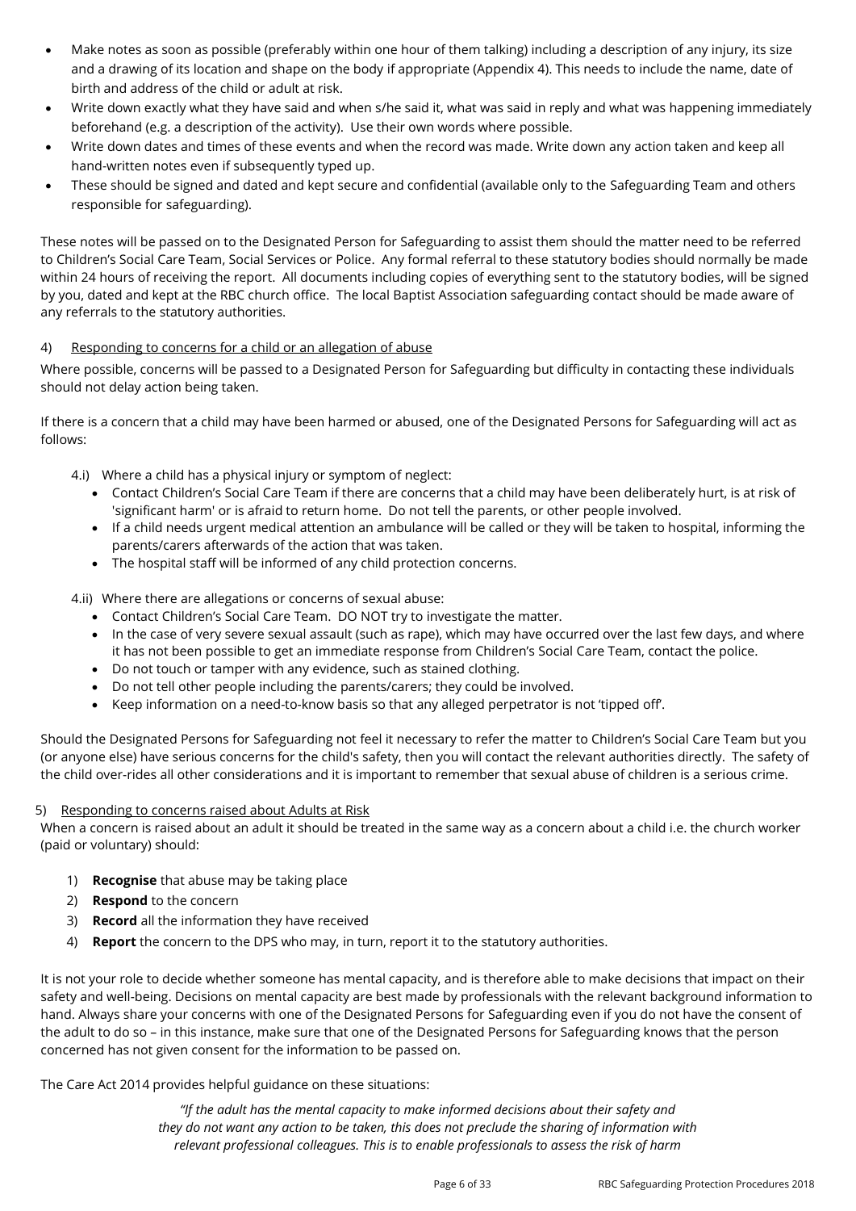- Make notes as soon as possible (preferably within one hour of them talking) including a description of any injury, its size and a drawing of its location and shape on the body if appropriate (Appendix 4). This needs to include the name, date of birth and address of the child or adult at risk.
- Write down exactly what they have said and when s/he said it, what was said in reply and what was happening immediately beforehand (e.g. a description of the activity). Use their own words where possible.
- Write down dates and times of these events and when the record was made. Write down any action taken and keep all hand-written notes even if subsequently typed up.
- These should be signed and dated and kept secure and confidential (available only to the Safeguarding Team and others responsible for safeguarding).

These notes will be passed on to the Designated Person for Safeguarding to assist them should the matter need to be referred to Children's Social Care Team, Social Services or Police. Any formal referral to these statutory bodies should normally be made within 24 hours of receiving the report. All documents including copies of everything sent to the statutory bodies, will be signed by you, dated and kept at the RBC church office. The local Baptist Association safeguarding contact should be made aware of any referrals to the statutory authorities.

4) Responding to concerns for a child or an allegation of abuse

Where possible, concerns will be passed to a Designated Person for Safeguarding but difficulty in contacting these individuals should not delay action being taken.

If there is a concern that a child may have been harmed or abused, one of the Designated Persons for Safeguarding will act as follows:

4.i) Where a child has a physical injury or symptom of neglect:

- Contact Children's Social Care Team if there are concerns that a child may have been deliberately hurt, is at risk of 'significant harm' or is afraid to return home. Do not tell the parents, or other people involved.
- If a child needs urgent medical attention an ambulance will be called or they will be taken to hospital, informing the parents/carers afterwards of the action that was taken.
- The hospital staff will be informed of any child protection concerns.

4.ii) Where there are allegations or concerns of sexual abuse:

- Contact Children's Social Care Team. DO NOT try to investigate the matter.
- In the case of very severe sexual assault (such as rape), which may have occurred over the last few days, and where it has not been possible to get an immediate response from Children's Social Care Team, contact the police.
- Do not touch or tamper with any evidence, such as stained clothing.
- Do not tell other people including the parents/carers; they could be involved.
- Keep information on a need-to-know basis so that any alleged perpetrator is not 'tipped off'.

Should the Designated Persons for Safeguarding not feel it necessary to refer the matter to Children's Social Care Team but you (or anyone else) have serious concerns for the child's safety, then you will contact the relevant authorities directly. The safety of the child over-rides all other considerations and it is important to remember that sexual abuse of children is a serious crime.

5) Responding to concerns raised about Adults at Risk

When a concern is raised about an adult it should be treated in the same way as a concern about a child i.e. the church worker (paid or voluntary) should:

1) **Recognise** that abuse may be taking place
2) **Respond** to the concern
3) **Record** all the information they have received
4) **Report** the concern to the DPS who may, in turn, report it to the statutory authorities.

It is not your role to decide whether someone has mental capacity, and is therefore able to make decisions that impact on their safety and well-being. Decisions on mental capacity are best made by professionals with the relevant background information to hand. Always share your concerns with one of the Designated Persons for Safeguarding even if you do not have the consent of the adult to do so – in this instance, make sure that one of the Designated Persons for Safeguarding knows that the person concerned has not given consent for the information to be passed on.

The Care Act 2014 provides helpful guidance on these situations:

> *"If the adult has the mental capacity to make informed decisions about their safety and they do not want any action to be taken, this does not preclude the sharing of information with relevant professional colleagues. This is to enable professionals to assess the risk of harm*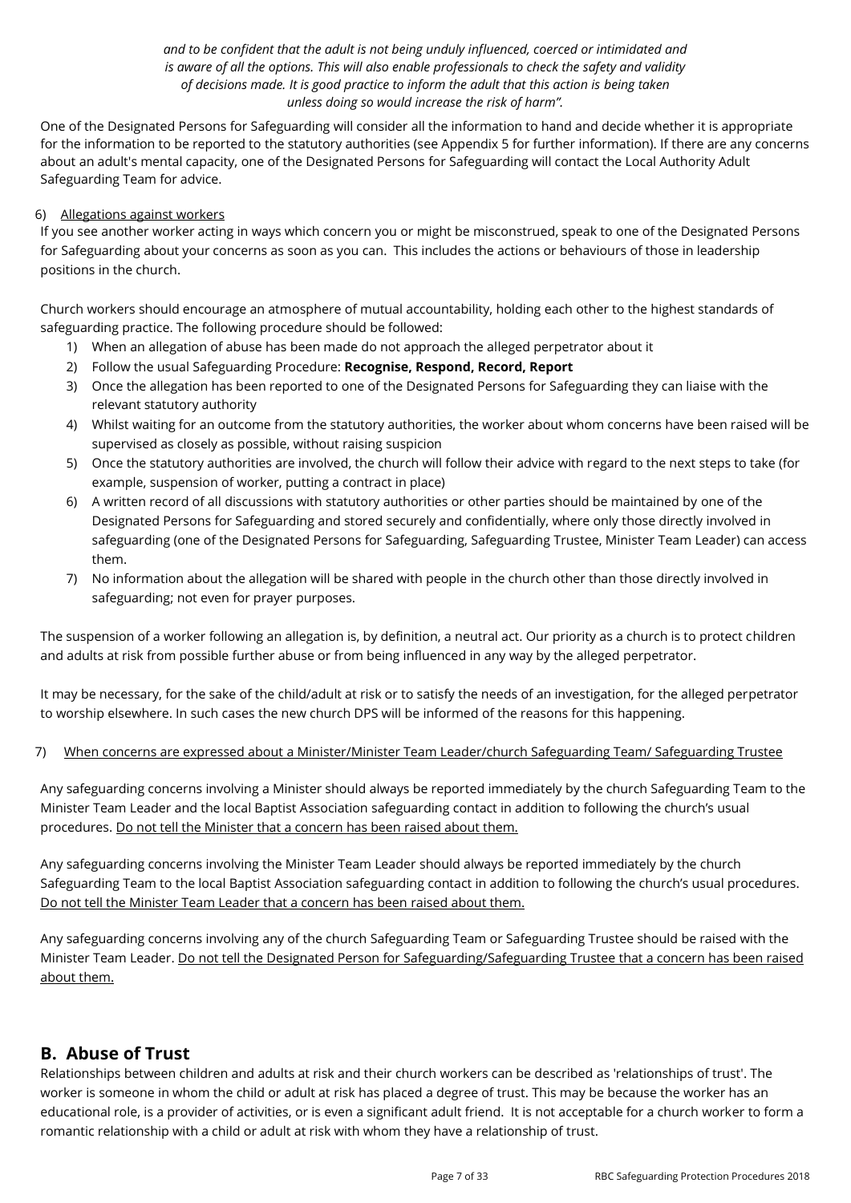*and to be confident that the adult is not being unduly influenced, coerced or intimidated and is aware of all the options. This will also enable professionals to check the safety and validity of decisions made. It is good practice to inform the adult that this action is being taken unless doing so would increase the risk of harm".*

One of the Designated Persons for Safeguarding will consider all the information to hand and decide whether it is appropriate for the information to be reported to the statutory authorities (see Appendix 5 for further information). If there are any concerns about an adult's mental capacity, one of the Designated Persons for Safeguarding will contact the Local Authority Adult Safeguarding Team for advice.

6) <u>Allegations against workers</u>

If you see another worker acting in ways which concern you or might be misconstrued, speak to one of the Designated Persons for Safeguarding about your concerns as soon as you can. This includes the actions or behaviours of those in leadership positions in the church.

Church workers should encourage an atmosphere of mutual accountability, holding each other to the highest standards of safeguarding practice. The following procedure should be followed:

1) When an allegation of abuse has been made do not approach the alleged perpetrator about it
2) Follow the usual Safeguarding Procedure: **Recognise, Respond, Record, Report**
3) Once the allegation has been reported to one of the Designated Persons for Safeguarding they can liaise with the relevant statutory authority
4) Whilst waiting for an outcome from the statutory authorities, the worker about whom concerns have been raised will be supervised as closely as possible, without raising suspicion
5) Once the statutory authorities are involved, the church will follow their advice with regard to the next steps to take (for example, suspension of worker, putting a contract in place)
6) A written record of all discussions with statutory authorities or other parties should be maintained by one of the Designated Persons for Safeguarding and stored securely and confidentially, where only those directly involved in safeguarding (one of the Designated Persons for Safeguarding, Safeguarding Trustee, Minister Team Leader) can access them.
7) No information about the allegation will be shared with people in the church other than those directly involved in safeguarding; not even for prayer purposes.

The suspension of a worker following an allegation is, by definition, a neutral act. Our priority as a church is to protect children and adults at risk from possible further abuse or from being influenced in any way by the alleged perpetrator.

It may be necessary, for the sake of the child/adult at risk or to satisfy the needs of an investigation, for the alleged perpetrator to worship elsewhere. In such cases the new church DPS will be informed of the reasons for this happening.

7) <u>When concerns are expressed about a Minister/Minister Team Leader/church Safeguarding Team/ Safeguarding Trustee</u>

Any safeguarding concerns involving a Minister should always be reported immediately by the church Safeguarding Team to the Minister Team Leader and the local Baptist Association safeguarding contact in addition to following the church's usual procedures. <u>Do not tell the Minister that a concern has been raised about them.</u>

Any safeguarding concerns involving the Minister Team Leader should always be reported immediately by the church Safeguarding Team to the local Baptist Association safeguarding contact in addition to following the church's usual procedures. <u>Do not tell the Minister Team Leader that a concern has been raised about them.</u>

Any safeguarding concerns involving any of the church Safeguarding Team or Safeguarding Trustee should be raised with the Minister Team Leader. <u>Do not tell the Designated Person for Safeguarding/Safeguarding Trustee that a concern has been raised about them.</u>

## B. Abuse of Trust

Relationships between children and adults at risk and their church workers can be described as 'relationships of trust'. The worker is someone in whom the child or adult at risk has placed a degree of trust. This may be because the worker has an educational role, is a provider of activities, or is even a significant adult friend. It is not acceptable for a church worker to form a romantic relationship with a child or adult at risk with whom they have a relationship of trust.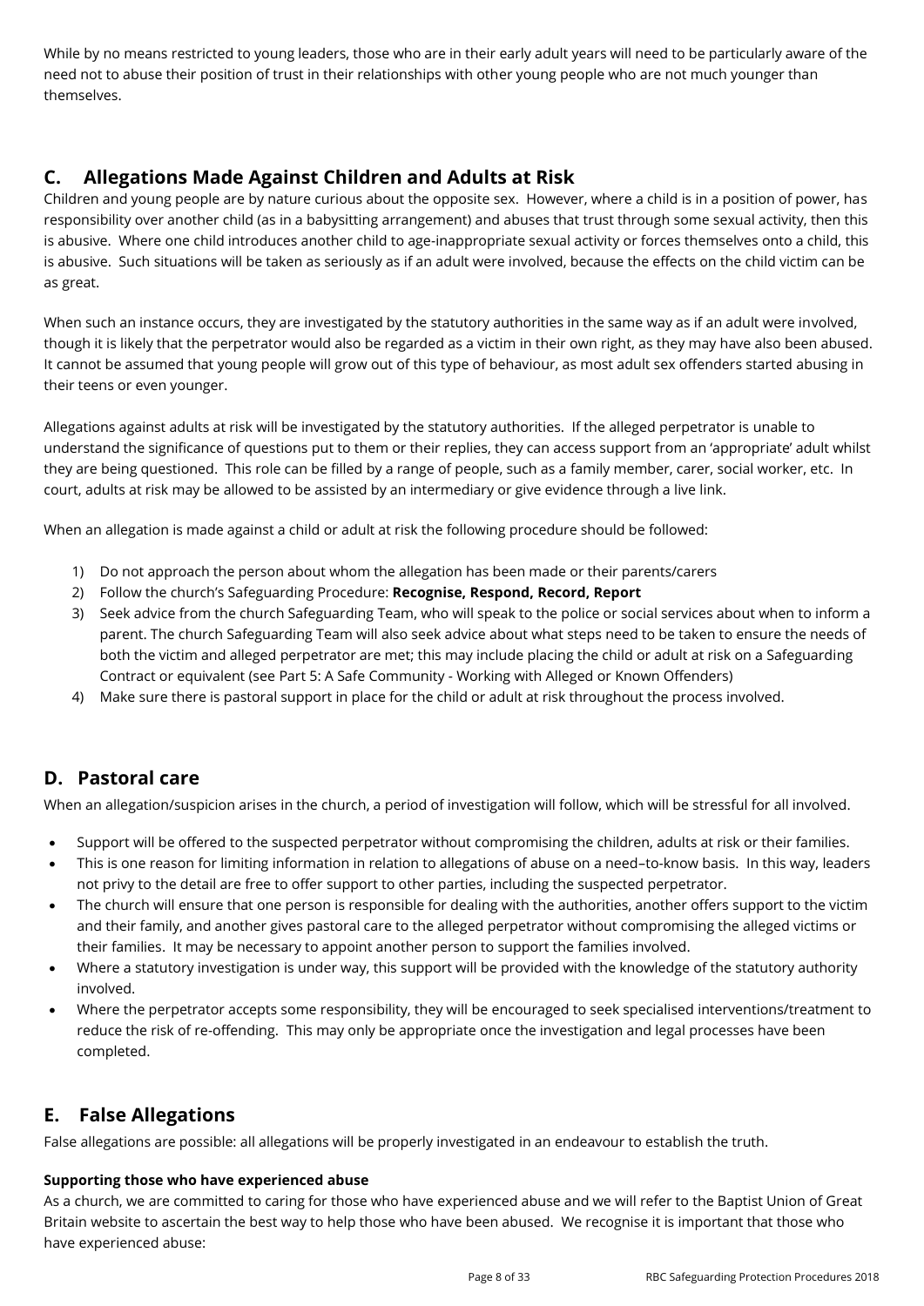While by no means restricted to young leaders, those who are in their early adult years will need to be particularly aware of the need not to abuse their position of trust in their relationships with other young people who are not much younger than themselves.

## C. Allegations Made Against Children and Adults at Risk

Children and young people are by nature curious about the opposite sex. However, where a child is in a position of power, has responsibility over another child (as in a babysitting arrangement) and abuses that trust through some sexual activity, then this is abusive. Where one child introduces another child to age-inappropriate sexual activity or forces themselves onto a child, this is abusive. Such situations will be taken as seriously as if an adult were involved, because the effects on the child victim can be as great.

When such an instance occurs, they are investigated by the statutory authorities in the same way as if an adult were involved, though it is likely that the perpetrator would also be regarded as a victim in their own right, as they may have also been abused. It cannot be assumed that young people will grow out of this type of behaviour, as most adult sex offenders started abusing in their teens or even younger.

Allegations against adults at risk will be investigated by the statutory authorities. If the alleged perpetrator is unable to understand the significance of questions put to them or their replies, they can access support from an 'appropriate' adult whilst they are being questioned. This role can be filled by a range of people, such as a family member, carer, social worker, etc. In court, adults at risk may be allowed to be assisted by an intermediary or give evidence through a live link.

When an allegation is made against a child or adult at risk the following procedure should be followed:

1) Do not approach the person about whom the allegation has been made or their parents/carers
2) Follow the church's Safeguarding Procedure: **Recognise, Respond, Record, Report**
3) Seek advice from the church Safeguarding Team, who will speak to the police or social services about when to inform a parent. The church Safeguarding Team will also seek advice about what steps need to be taken to ensure the needs of both the victim and alleged perpetrator are met; this may include placing the child or adult at risk on a Safeguarding Contract or equivalent (see Part 5: A Safe Community - Working with Alleged or Known Offenders)
4) Make sure there is pastoral support in place for the child or adult at risk throughout the process involved.

## D. Pastoral care

When an allegation/suspicion arises in the church, a period of investigation will follow, which will be stressful for all involved.

- Support will be offered to the suspected perpetrator without compromising the children, adults at risk or their families.
- This is one reason for limiting information in relation to allegations of abuse on a need–to-know basis. In this way, leaders not privy to the detail are free to offer support to other parties, including the suspected perpetrator.
- The church will ensure that one person is responsible for dealing with the authorities, another offers support to the victim and their family, and another gives pastoral care to the alleged perpetrator without compromising the alleged victims or their families. It may be necessary to appoint another person to support the families involved.
- Where a statutory investigation is under way, this support will be provided with the knowledge of the statutory authority involved.
- Where the perpetrator accepts some responsibility, they will be encouraged to seek specialised interventions/treatment to reduce the risk of re-offending. This may only be appropriate once the investigation and legal processes have been completed.

## E. False Allegations

False allegations are possible: all allegations will be properly investigated in an endeavour to establish the truth.

**Supporting those who have experienced abuse**

As a church, we are committed to caring for those who have experienced abuse and we will refer to the Baptist Union of Great Britain website to ascertain the best way to help those who have been abused. We recognise it is important that those who have experienced abuse: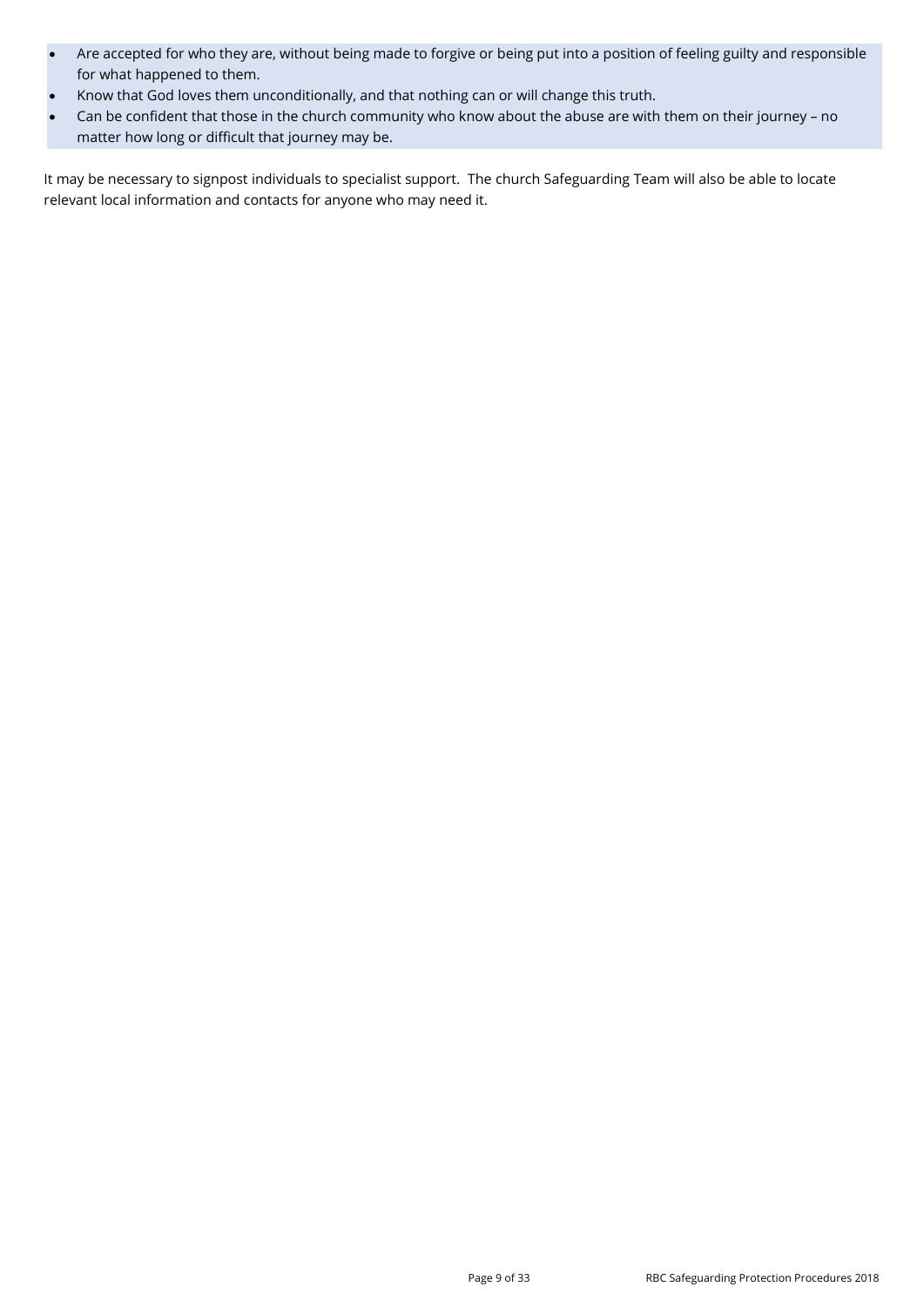- Are accepted for who they are, without being made to forgive or being put into a position of feeling guilty and responsible for what happened to them.
- Know that God loves them unconditionally, and that nothing can or will change this truth.
- Can be confident that those in the church community who know about the abuse are with them on their journey – no matter how long or difficult that journey may be.

It may be necessary to signpost individuals to specialist support. The church Safeguarding Team will also be able to locate relevant local information and contacts for anyone who may need it.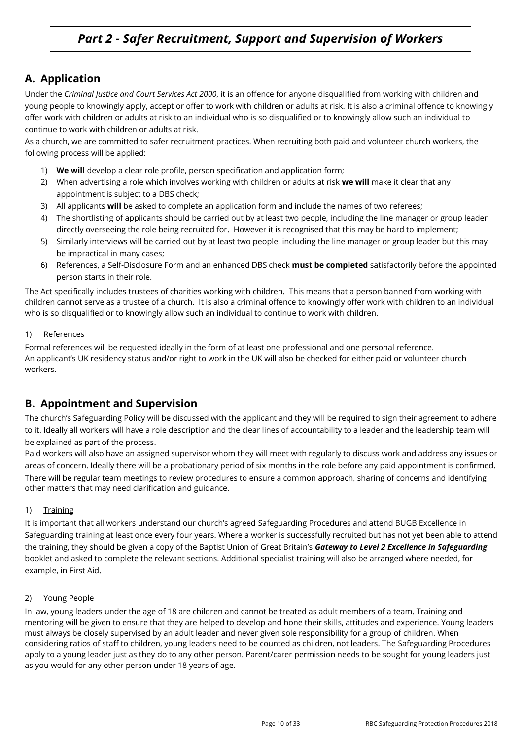# *Part 2 - Safer Recruitment, Support and Supervision of Workers*

## A. Application

Under the *Criminal Justice and Court Services Act 2000*, it is an offence for anyone disqualified from working with children and young people to knowingly apply, accept or offer to work with children or adults at risk. It is also a criminal offence to knowingly offer work with children or adults at risk to an individual who is so disqualified or to knowingly allow such an individual to continue to work with children or adults at risk.

As a church, we are committed to safer recruitment practices. When recruiting both paid and volunteer church workers, the following process will be applied:

1) **We will** develop a clear role profile, person specification and application form;
2) When advertising a role which involves working with children or adults at risk **we will** make it clear that any appointment is subject to a DBS check;
3) All applicants **will** be asked to complete an application form and include the names of two referees;
4) The shortlisting of applicants should be carried out by at least two people, including the line manager or group leader directly overseeing the role being recruited for. However it is recognised that this may be hard to implement;
5) Similarly interviews will be carried out by at least two people, including the line manager or group leader but this may be impractical in many cases;
6) References, a Self-Disclosure Form and an enhanced DBS check **must be completed** satisfactorily before the appointed person starts in their role.

The Act specifically includes trustees of charities working with children. This means that a person banned from working with children cannot serve as a trustee of a church. It is also a criminal offence to knowingly offer work with children to an individual who is so disqualified or to knowingly allow such an individual to continue to work with children.

### 1) References

Formal references will be requested ideally in the form of at least one professional and one personal reference.
An applicant's UK residency status and/or right to work in the UK will also be checked for either paid or volunteer church workers.

## B. Appointment and Supervision

The church's Safeguarding Policy will be discussed with the applicant and they will be required to sign their agreement to adhere to it. Ideally all workers will have a role description and the clear lines of accountability to a leader and the leadership team will be explained as part of the process.

Paid workers will also have an assigned supervisor whom they will meet with regularly to discuss work and address any issues or areas of concern. Ideally there will be a probationary period of six months in the role before any paid appointment is confirmed. There will be regular team meetings to review procedures to ensure a common approach, sharing of concerns and identifying other matters that may need clarification and guidance.

### 1) Training

It is important that all workers understand our church's agreed Safeguarding Procedures and attend BUGB Excellence in Safeguarding training at least once every four years. Where a worker is successfully recruited but has not yet been able to attend the training, they should be given a copy of the Baptist Union of Great Britain's ***Gateway to Level 2 Excellence in Safeguarding*** booklet and asked to complete the relevant sections. Additional specialist training will also be arranged where needed, for example, in First Aid.

### 2) Young People

In law, young leaders under the age of 18 are children and cannot be treated as adult members of a team. Training and mentoring will be given to ensure that they are helped to develop and hone their skills, attitudes and experience. Young leaders must always be closely supervised by an adult leader and never given sole responsibility for a group of children. When considering ratios of staff to children, young leaders need to be counted as children, not leaders. The Safeguarding Procedures apply to a young leader just as they do to any other person. Parent/carer permission needs to be sought for young leaders just as you would for any other person under 18 years of age.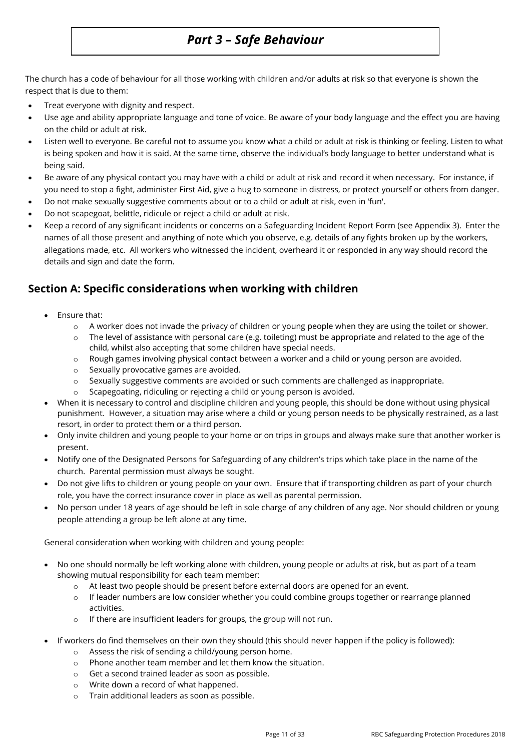# *Part 3 – Safe Behaviour*

The church has a code of behaviour for all those working with children and/or adults at risk so that everyone is shown the respect that is due to them:

- Treat everyone with dignity and respect.
- Use age and ability appropriate language and tone of voice. Be aware of your body language and the effect you are having on the child or adult at risk.
- Listen well to everyone. Be careful not to assume you know what a child or adult at risk is thinking or feeling. Listen to what is being spoken and how it is said. At the same time, observe the individual's body language to better understand what is being said.
- Be aware of any physical contact you may have with a child or adult at risk and record it when necessary. For instance, if you need to stop a fight, administer First Aid, give a hug to someone in distress, or protect yourself or others from danger.
- Do not make sexually suggestive comments about or to a child or adult at risk, even in 'fun'.
- Do not scapegoat, belittle, ridicule or reject a child or adult at risk.
- Keep a record of any significant incidents or concerns on a Safeguarding Incident Report Form (see Appendix 3). Enter the names of all those present and anything of note which you observe, e.g. details of any fights broken up by the workers, allegations made, etc. All workers who witnessed the incident, overheard it or responded in any way should record the details and sign and date the form.

## Section A: Specific considerations when working with children

- Ensure that:
  - A worker does not invade the privacy of children or young people when they are using the toilet or shower.
  - The level of assistance with personal care (e.g. toileting) must be appropriate and related to the age of the child, whilst also accepting that some children have special needs.
  - Rough games involving physical contact between a worker and a child or young person are avoided.
  - Sexually provocative games are avoided.
  - Sexually suggestive comments are avoided or such comments are challenged as inappropriate.
  - Scapegoating, ridiculing or rejecting a child or young person is avoided.
- When it is necessary to control and discipline children and young people, this should be done without using physical punishment. However, a situation may arise where a child or young person needs to be physically restrained, as a last resort, in order to protect them or a third person.
- Only invite children and young people to your home or on trips in groups and always make sure that another worker is present.
- Notify one of the Designated Persons for Safeguarding of any children's trips which take place in the name of the church. Parental permission must always be sought.
- Do not give lifts to children or young people on your own. Ensure that if transporting children as part of your church role, you have the correct insurance cover in place as well as parental permission.
- No person under 18 years of age should be left in sole charge of any children of any age. Nor should children or young people attending a group be left alone at any time.

General consideration when working with children and young people:

- No one should normally be left working alone with children, young people or adults at risk, but as part of a team showing mutual responsibility for each team member:
  - At least two people should be present before external doors are opened for an event.
  - If leader numbers are low consider whether you could combine groups together or rearrange planned activities.
  - If there are insufficient leaders for groups, the group will not run.
- If workers do find themselves on their own they should (this should never happen if the policy is followed):
  - Assess the risk of sending a child/young person home.
  - Phone another team member and let them know the situation.
  - Get a second trained leader as soon as possible.
  - Write down a record of what happened.
  - Train additional leaders as soon as possible.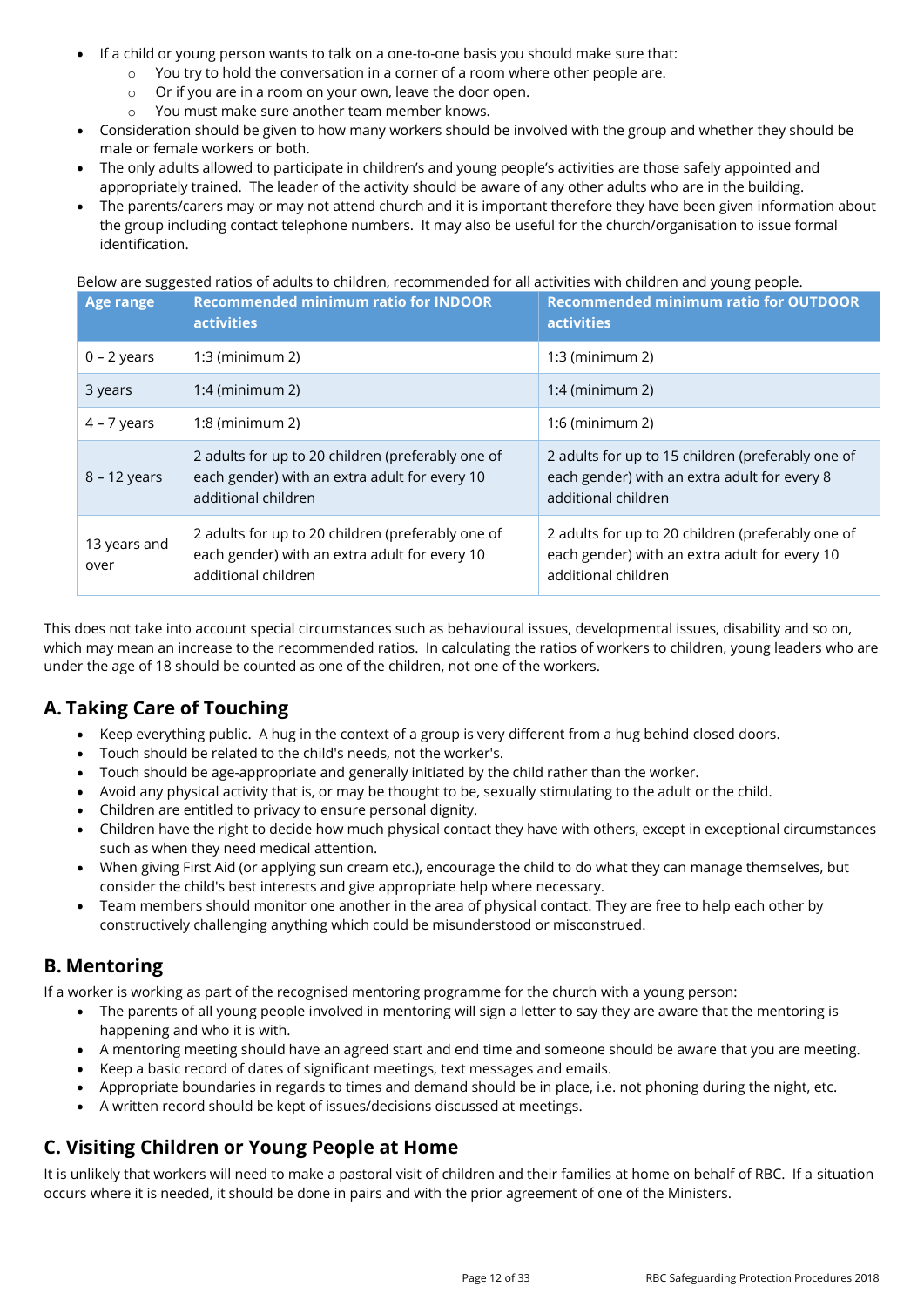- If a child or young person wants to talk on a one-to-one basis you should make sure that:
    - You try to hold the conversation in a corner of a room where other people are.
    - Or if you are in a room on your own, leave the door open.
    - You must make sure another team member knows.
- Consideration should be given to how many workers should be involved with the group and whether they should be male or female workers or both.
- The only adults allowed to participate in children's and young people's activities are those safely appointed and appropriately trained. The leader of the activity should be aware of any other adults who are in the building.
- The parents/carers may or may not attend church and it is important therefore they have been given information about the group including contact telephone numbers. It may also be useful for the church/organisation to issue formal identification.

Below are suggested ratios of adults to children, recommended for all activities with children and young people.

| Age range | Recommended minimum ratio for INDOOR activities | Recommended minimum ratio for OUTDOOR activities |
|---|---|---|
| 0 – 2 years | 1:3 (minimum 2) | 1:3 (minimum 2) |
| 3 years | 1:4 (minimum 2) | 1:4 (minimum 2) |
| 4 – 7 years | 1:8 (minimum 2) | 1:6 (minimum 2) |
| 8 – 12 years | 2 adults for up to 20 children (preferably one of each gender) with an extra adult for every 10 additional children | 2 adults for up to 15 children (preferably one of each gender) with an extra adult for every 8 additional children |
| 13 years and over | 2 adults for up to 20 children (preferably one of each gender) with an extra adult for every 10 additional children | 2 adults for up to 20 children (preferably one of each gender) with an extra adult for every 10 additional children |

This does not take into account special circumstances such as behavioural issues, developmental issues, disability and so on, which may mean an increase to the recommended ratios. In calculating the ratios of workers to children, young leaders who are under the age of 18 should be counted as one of the children, not one of the workers.

## A. Taking Care of Touching

- Keep everything public. A hug in the context of a group is very different from a hug behind closed doors.
- Touch should be related to the child's needs, not the worker's.
- Touch should be age-appropriate and generally initiated by the child rather than the worker.
- Avoid any physical activity that is, or may be thought to be, sexually stimulating to the adult or the child.
- Children are entitled to privacy to ensure personal dignity.
- Children have the right to decide how much physical contact they have with others, except in exceptional circumstances such as when they need medical attention.
- When giving First Aid (or applying sun cream etc.), encourage the child to do what they can manage themselves, but consider the child's best interests and give appropriate help where necessary.
- Team members should monitor one another in the area of physical contact. They are free to help each other by constructively challenging anything which could be misunderstood or misconstrued.

## B. Mentoring

If a worker is working as part of the recognised mentoring programme for the church with a young person:

- The parents of all young people involved in mentoring will sign a letter to say they are aware that the mentoring is happening and who it is with.
- A mentoring meeting should have an agreed start and end time and someone should be aware that you are meeting.
- Keep a basic record of dates of significant meetings, text messages and emails.
- Appropriate boundaries in regards to times and demand should be in place, i.e. not phoning during the night, etc.
- A written record should be kept of issues/decisions discussed at meetings.

## C. Visiting Children or Young People at Home

It is unlikely that workers will need to make a pastoral visit of children and their families at home on behalf of RBC. If a situation occurs where it is needed, it should be done in pairs and with the prior agreement of one of the Ministers.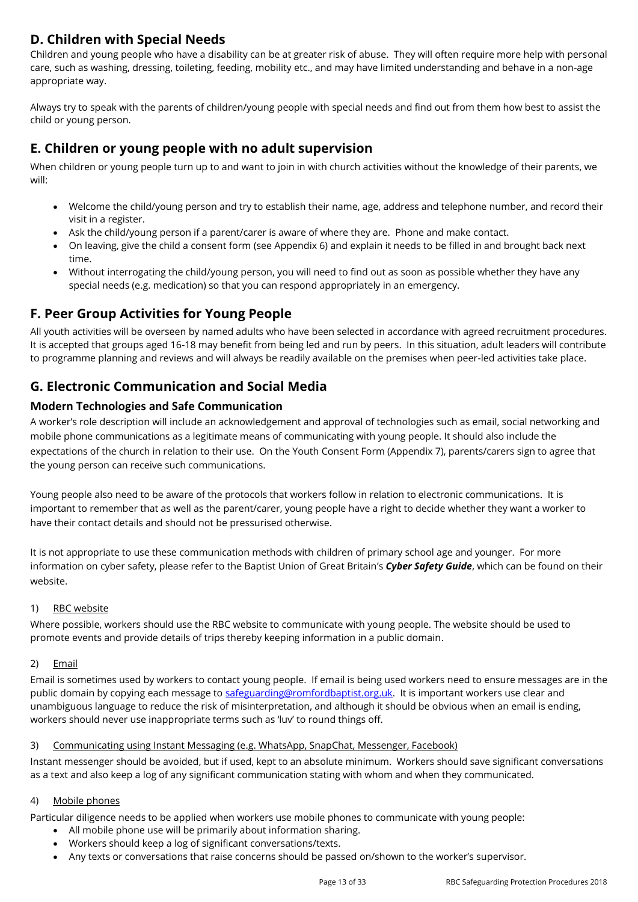## D. Children with Special Needs

Children and young people who have a disability can be at greater risk of abuse. They will often require more help with personal care, such as washing, dressing, toileting, feeding, mobility etc., and may have limited understanding and behave in a non-age appropriate way.

Always try to speak with the parents of children/young people with special needs and find out from them how best to assist the child or young person.

## E. Children or young people with no adult supervision

When children or young people turn up to and want to join in with church activities without the knowledge of their parents, we will:

- Welcome the child/young person and try to establish their name, age, address and telephone number, and record their visit in a register.
- Ask the child/young person if a parent/carer is aware of where they are. Phone and make contact.
- On leaving, give the child a consent form (see Appendix 6) and explain it needs to be filled in and brought back next time.
- Without interrogating the child/young person, you will need to find out as soon as possible whether they have any special needs (e.g. medication) so that you can respond appropriately in an emergency.

## F. Peer Group Activities for Young People

All youth activities will be overseen by named adults who have been selected in accordance with agreed recruitment procedures. It is accepted that groups aged 16-18 may benefit from being led and run by peers. In this situation, adult leaders will contribute to programme planning and reviews and will always be readily available on the premises when peer-led activities take place.

## G. Electronic Communication and Social Media

### Modern Technologies and Safe Communication

A worker's role description will include an acknowledgement and approval of technologies such as email, social networking and mobile phone communications as a legitimate means of communicating with young people. It should also include the expectations of the church in relation to their use. On the Youth Consent Form (Appendix 7), parents/carers sign to agree that the young person can receive such communications.

Young people also need to be aware of the protocols that workers follow in relation to electronic communications. It is important to remember that as well as the parent/carer, young people have a right to decide whether they want a worker to have their contact details and should not be pressurised otherwise.

It is not appropriate to use these communication methods with children of primary school age and younger. For more information on cyber safety, please refer to the Baptist Union of Great Britain's ***Cyber Safety Guide***, which can be found on their website.

1) RBC website

Where possible, workers should use the RBC website to communicate with young people. The website should be used to promote events and provide details of trips thereby keeping information in a public domain.

2) Email

Email is sometimes used by workers to contact young people. If email is being used workers need to ensure messages are in the public domain by copying each message to safeguarding@romfordbaptist.org.uk. It is important workers use clear and unambiguous language to reduce the risk of misinterpretation, and although it should be obvious when an email is ending, workers should never use inappropriate terms such as 'luv' to round things off.

3) Communicating using Instant Messaging (e.g. WhatsApp, SnapChat, Messenger, Facebook)

Instant messenger should be avoided, but if used, kept to an absolute minimum. Workers should save significant conversations as a text and also keep a log of any significant communication stating with whom and when they communicated.

4) Mobile phones

Particular diligence needs to be applied when workers use mobile phones to communicate with young people:

- All mobile phone use will be primarily about information sharing.
- Workers should keep a log of significant conversations/texts.
- Any texts or conversations that raise concerns should be passed on/shown to the worker's supervisor.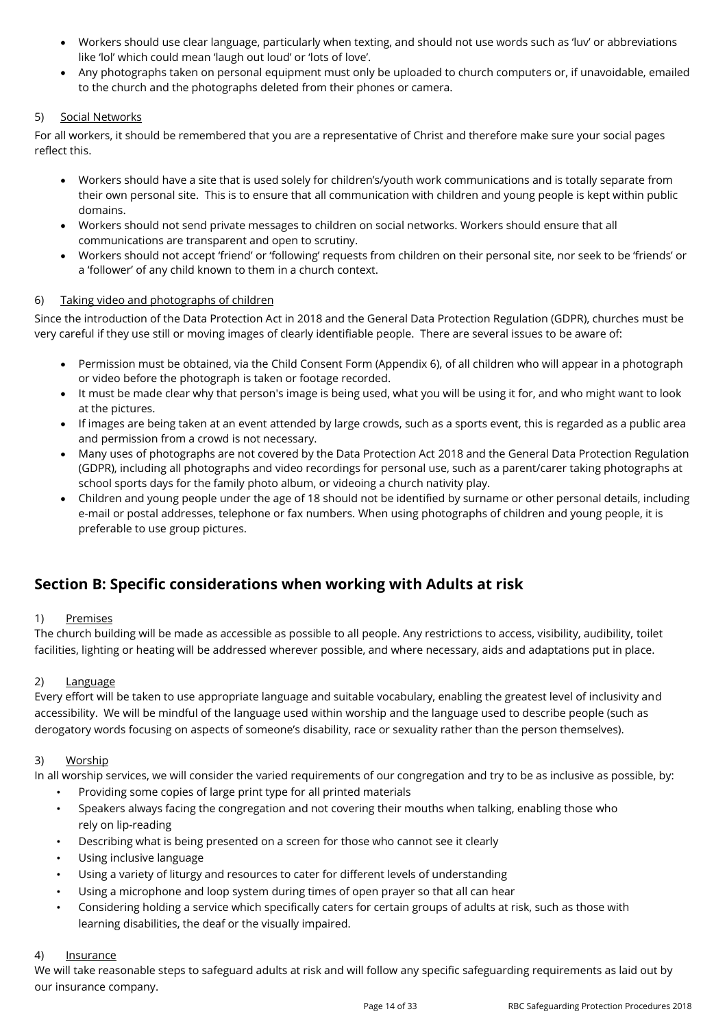- Workers should use clear language, particularly when texting, and should not use words such as 'luv' or abbreviations like 'lol' which could mean 'laugh out loud' or 'lots of love'.
- Any photographs taken on personal equipment must only be uploaded to church computers or, if unavoidable, emailed to the church and the photographs deleted from their phones or camera.

5) Social Networks

For all workers, it should be remembered that you are a representative of Christ and therefore make sure your social pages reflect this.

- Workers should have a site that is used solely for children's/youth work communications and is totally separate from their own personal site. This is to ensure that all communication with children and young people is kept within public domains.
- Workers should not send private messages to children on social networks. Workers should ensure that all communications are transparent and open to scrutiny.
- Workers should not accept 'friend' or 'following' requests from children on their personal site, nor seek to be 'friends' or a 'follower' of any child known to them in a church context.

6) Taking video and photographs of children

Since the introduction of the Data Protection Act in 2018 and the General Data Protection Regulation (GDPR), churches must be very careful if they use still or moving images of clearly identifiable people. There are several issues to be aware of:

- Permission must be obtained, via the Child Consent Form (Appendix 6), of all children who will appear in a photograph or video before the photograph is taken or footage recorded.
- It must be made clear why that person's image is being used, what you will be using it for, and who might want to look at the pictures.
- If images are being taken at an event attended by large crowds, such as a sports event, this is regarded as a public area and permission from a crowd is not necessary.
- Many uses of photographs are not covered by the Data Protection Act 2018 and the General Data Protection Regulation (GDPR), including all photographs and video recordings for personal use, such as a parent/carer taking photographs at school sports days for the family photo album, or videoing a church nativity play.
- Children and young people under the age of 18 should not be identified by surname or other personal details, including e-mail or postal addresses, telephone or fax numbers. When using photographs of children and young people, it is preferable to use group pictures.

## Section B: Specific considerations when working with Adults at risk

1) Premises

The church building will be made as accessible as possible to all people. Any restrictions to access, visibility, audibility, toilet facilities, lighting or heating will be addressed wherever possible, and where necessary, aids and adaptations put in place.

2) Language

Every effort will be taken to use appropriate language and suitable vocabulary, enabling the greatest level of inclusivity and accessibility. We will be mindful of the language used within worship and the language used to describe people (such as derogatory words focusing on aspects of someone's disability, race or sexuality rather than the person themselves).

3) Worship

In all worship services, we will consider the varied requirements of our congregation and try to be as inclusive as possible, by:

- Providing some copies of large print type for all printed materials
- Speakers always facing the congregation and not covering their mouths when talking, enabling those who rely on lip-reading
- Describing what is being presented on a screen for those who cannot see it clearly
- Using inclusive language
- Using a variety of liturgy and resources to cater for different levels of understanding
- Using a microphone and loop system during times of open prayer so that all can hear
- Considering holding a service which specifically caters for certain groups of adults at risk, such as those with learning disabilities, the deaf or the visually impaired.

4) Insurance

We will take reasonable steps to safeguard adults at risk and will follow any specific safeguarding requirements as laid out by our insurance company.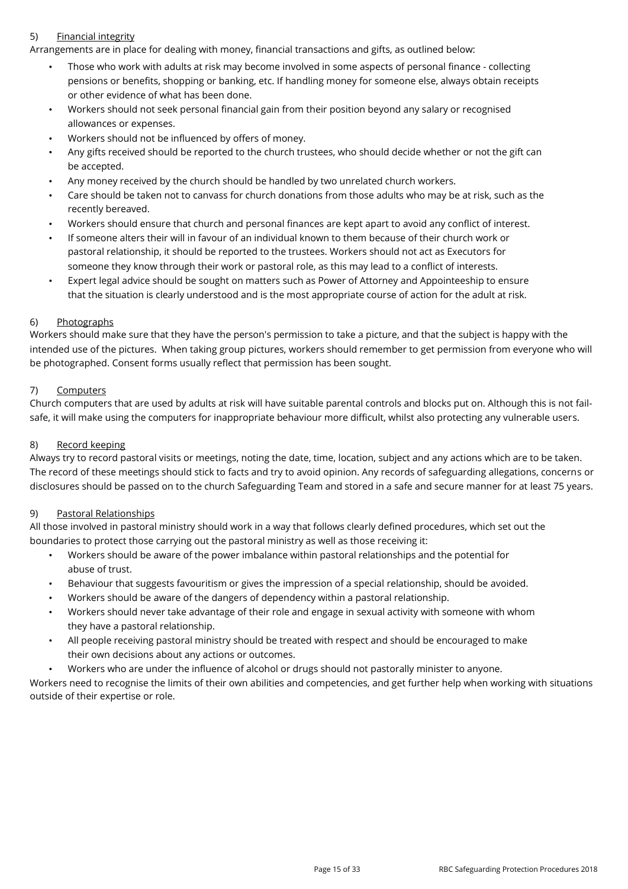5) Financial integrity

Arrangements are in place for dealing with money, financial transactions and gifts, as outlined below:

- Those who work with adults at risk may become involved in some aspects of personal finance - collecting pensions or benefits, shopping or banking, etc. If handling money for someone else, always obtain receipts or other evidence of what has been done.
- Workers should not seek personal financial gain from their position beyond any salary or recognised allowances or expenses.
- Workers should not be influenced by offers of money.
- Any gifts received should be reported to the church trustees, who should decide whether or not the gift can be accepted.
- Any money received by the church should be handled by two unrelated church workers.
- Care should be taken not to canvass for church donations from those adults who may be at risk, such as the recently bereaved.
- Workers should ensure that church and personal finances are kept apart to avoid any conflict of interest.
- If someone alters their will in favour of an individual known to them because of their church work or pastoral relationship, it should be reported to the trustees. Workers should not act as Executors for someone they know through their work or pastoral role, as this may lead to a conflict of interests.
- Expert legal advice should be sought on matters such as Power of Attorney and Appointeeship to ensure that the situation is clearly understood and is the most appropriate course of action for the adult at risk.

6) Photographs

Workers should make sure that they have the person's permission to take a picture, and that the subject is happy with the intended use of the pictures. When taking group pictures, workers should remember to get permission from everyone who will be photographed. Consent forms usually reflect that permission has been sought.

7) Computers

Church computers that are used by adults at risk will have suitable parental controls and blocks put on. Although this is not fail-safe, it will make using the computers for inappropriate behaviour more difficult, whilst also protecting any vulnerable users.

8) Record keeping

Always try to record pastoral visits or meetings, noting the date, time, location, subject and any actions which are to be taken. The record of these meetings should stick to facts and try to avoid opinion. Any records of safeguarding allegations, concerns or disclosures should be passed on to the church Safeguarding Team and stored in a safe and secure manner for at least 75 years.

9) Pastoral Relationships

All those involved in pastoral ministry should work in a way that follows clearly defined procedures, which set out the boundaries to protect those carrying out the pastoral ministry as well as those receiving it:

- Workers should be aware of the power imbalance within pastoral relationships and the potential for abuse of trust.
- Behaviour that suggests favouritism or gives the impression of a special relationship, should be avoided.
- Workers should be aware of the dangers of dependency within a pastoral relationship.
- Workers should never take advantage of their role and engage in sexual activity with someone with whom they have a pastoral relationship.
- All people receiving pastoral ministry should be treated with respect and should be encouraged to make their own decisions about any actions or outcomes.
- Workers who are under the influence of alcohol or drugs should not pastorally minister to anyone.

Workers need to recognise the limits of their own abilities and competencies, and get further help when working with situations outside of their expertise or role.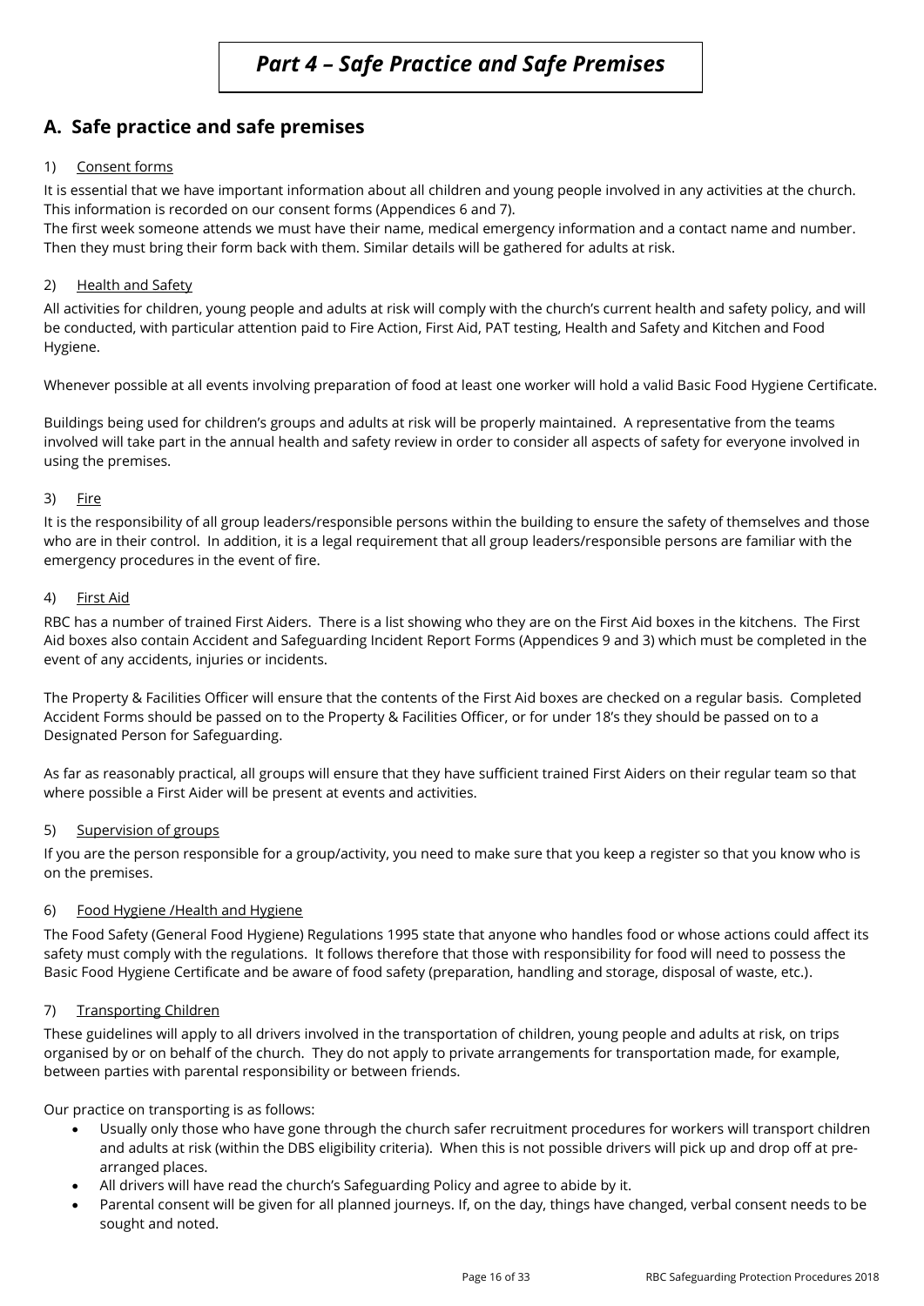# *Part 4 – Safe Practice and Safe Premises*

## A. Safe practice and safe premises

### 1) Consent forms

It is essential that we have important information about all children and young people involved in any activities at the church. This information is recorded on our consent forms (Appendices 6 and 7).
The first week someone attends we must have their name, medical emergency information and a contact name and number. Then they must bring their form back with them. Similar details will be gathered for adults at risk.

### 2) Health and Safety

All activities for children, young people and adults at risk will comply with the church's current health and safety policy, and will be conducted, with particular attention paid to Fire Action, First Aid, PAT testing, Health and Safety and Kitchen and Food Hygiene.

Whenever possible at all events involving preparation of food at least one worker will hold a valid Basic Food Hygiene Certificate.

Buildings being used for children's groups and adults at risk will be properly maintained. A representative from the teams involved will take part in the annual health and safety review in order to consider all aspects of safety for everyone involved in using the premises.

### 3) Fire

It is the responsibility of all group leaders/responsible persons within the building to ensure the safety of themselves and those who are in their control. In addition, it is a legal requirement that all group leaders/responsible persons are familiar with the emergency procedures in the event of fire.

### 4) First Aid

RBC has a number of trained First Aiders. There is a list showing who they are on the First Aid boxes in the kitchens. The First Aid boxes also contain Accident and Safeguarding Incident Report Forms (Appendices 9 and 3) which must be completed in the event of any accidents, injuries or incidents.

The Property & Facilities Officer will ensure that the contents of the First Aid boxes are checked on a regular basis. Completed Accident Forms should be passed on to the Property & Facilities Officer, or for under 18's they should be passed on to a Designated Person for Safeguarding.

As far as reasonably practical, all groups will ensure that they have sufficient trained First Aiders on their regular team so that where possible a First Aider will be present at events and activities.

### 5) Supervision of groups

If you are the person responsible for a group/activity, you need to make sure that you keep a register so that you know who is on the premises.

### 6) Food Hygiene /Health and Hygiene

The Food Safety (General Food Hygiene) Regulations 1995 state that anyone who handles food or whose actions could affect its safety must comply with the regulations. It follows therefore that those with responsibility for food will need to possess the Basic Food Hygiene Certificate and be aware of food safety (preparation, handling and storage, disposal of waste, etc.).

### 7) Transporting Children

These guidelines will apply to all drivers involved in the transportation of children, young people and adults at risk, on trips organised by or on behalf of the church. They do not apply to private arrangements for transportation made, for example, between parties with parental responsibility or between friends.

Our practice on transporting is as follows:

- Usually only those who have gone through the church safer recruitment procedures for workers will transport children and adults at risk (within the DBS eligibility criteria). When this is not possible drivers will pick up and drop off at pre-arranged places.
- All drivers will have read the church's Safeguarding Policy and agree to abide by it.
- Parental consent will be given for all planned journeys. If, on the day, things have changed, verbal consent needs to be sought and noted.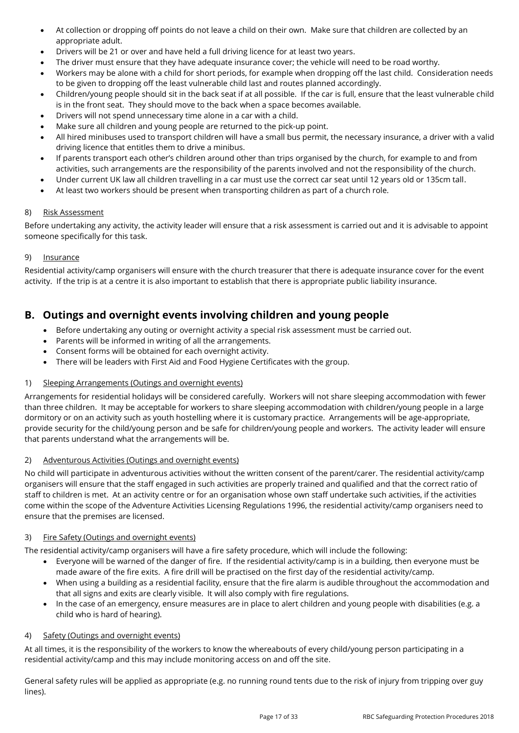- At collection or dropping off points do not leave a child on their own. Make sure that children are collected by an appropriate adult.
- Drivers will be 21 or over and have held a full driving licence for at least two years.
- The driver must ensure that they have adequate insurance cover; the vehicle will need to be road worthy.
- Workers may be alone with a child for short periods, for example when dropping off the last child. Consideration needs to be given to dropping off the least vulnerable child last and routes planned accordingly.
- Children/young people should sit in the back seat if at all possible. If the car is full, ensure that the least vulnerable child is in the front seat. They should move to the back when a space becomes available.
- Drivers will not spend unnecessary time alone in a car with a child.
- Make sure all children and young people are returned to the pick-up point.
- All hired minibuses used to transport children will have a small bus permit, the necessary insurance, a driver with a valid driving licence that entitles them to drive a minibus.
- If parents transport each other's children around other than trips organised by the church, for example to and from activities, such arrangements are the responsibility of the parents involved and not the responsibility of the church.
- Under current UK law all children travelling in a car must use the correct car seat until 12 years old or 135cm tall.
- At least two workers should be present when transporting children as part of a church role.

8) Risk Assessment

Before undertaking any activity, the activity leader will ensure that a risk assessment is carried out and it is advisable to appoint someone specifically for this task.

9) Insurance

Residential activity/camp organisers will ensure with the church treasurer that there is adequate insurance cover for the event activity. If the trip is at a centre it is also important to establish that there is appropriate public liability insurance.

## B. Outings and overnight events involving children and young people

- Before undertaking any outing or overnight activity a special risk assessment must be carried out.
- Parents will be informed in writing of all the arrangements.
- Consent forms will be obtained for each overnight activity.
- There will be leaders with First Aid and Food Hygiene Certificates with the group.

1) Sleeping Arrangements (Outings and overnight events)

Arrangements for residential holidays will be considered carefully. Workers will not share sleeping accommodation with fewer than three children. It may be acceptable for workers to share sleeping accommodation with children/young people in a large dormitory or on an activity such as youth hostelling where it is customary practice. Arrangements will be age-appropriate, provide security for the child/young person and be safe for children/young people and workers. The activity leader will ensure that parents understand what the arrangements will be.

2) Adventurous Activities (Outings and overnight events)

No child will participate in adventurous activities without the written consent of the parent/carer. The residential activity/camp organisers will ensure that the staff engaged in such activities are properly trained and qualified and that the correct ratio of staff to children is met. At an activity centre or for an organisation whose own staff undertake such activities, if the activities come within the scope of the Adventure Activities Licensing Regulations 1996, the residential activity/camp organisers need to ensure that the premises are licensed.

3) Fire Safety (Outings and overnight events)

The residential activity/camp organisers will have a fire safety procedure, which will include the following:

- Everyone will be warned of the danger of fire. If the residential activity/camp is in a building, then everyone must be made aware of the fire exits. A fire drill will be practised on the first day of the residential activity/camp.
- When using a building as a residential facility, ensure that the fire alarm is audible throughout the accommodation and that all signs and exits are clearly visible. It will also comply with fire regulations.
- In the case of an emergency, ensure measures are in place to alert children and young people with disabilities (e.g. a child who is hard of hearing).

4) Safety (Outings and overnight events)

At all times, it is the responsibility of the workers to know the whereabouts of every child/young person participating in a residential activity/camp and this may include monitoring access on and off the site.

General safety rules will be applied as appropriate (e.g. no running round tents due to the risk of injury from tripping over guy lines).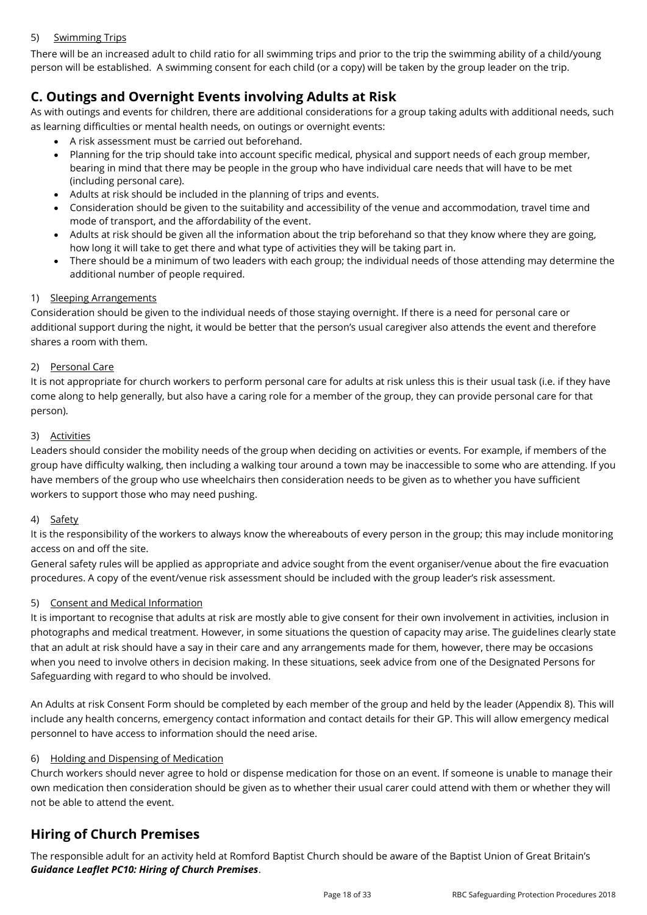5) <u>Swimming Trips</u>

There will be an increased adult to child ratio for all swimming trips and prior to the trip the swimming ability of a child/young person will be established. A swimming consent for each child (or a copy) will be taken by the group leader on the trip.

## C. Outings and Overnight Events involving Adults at Risk

As with outings and events for children, there are additional considerations for a group taking adults with additional needs, such as learning difficulties or mental health needs, on outings or overnight events:

- A risk assessment must be carried out beforehand.
- Planning for the trip should take into account specific medical, physical and support needs of each group member, bearing in mind that there may be people in the group who have individual care needs that will have to be met (including personal care).
- Adults at risk should be included in the planning of trips and events.
- Consideration should be given to the suitability and accessibility of the venue and accommodation, travel time and mode of transport, and the affordability of the event.
- Adults at risk should be given all the information about the trip beforehand so that they know where they are going, how long it will take to get there and what type of activities they will be taking part in.
- There should be a minimum of two leaders with each group; the individual needs of those attending may determine the additional number of people required.

1) <u>Sleeping Arrangements</u>

Consideration should be given to the individual needs of those staying overnight. If there is a need for personal care or additional support during the night, it would be better that the person's usual caregiver also attends the event and therefore shares a room with them.

2) <u>Personal Care</u>

It is not appropriate for church workers to perform personal care for adults at risk unless this is their usual task (i.e. if they have come along to help generally, but also have a caring role for a member of the group, they can provide personal care for that person).

3) <u>Activities</u>

Leaders should consider the mobility needs of the group when deciding on activities or events. For example, if members of the group have difficulty walking, then including a walking tour around a town may be inaccessible to some who are attending. If you have members of the group who use wheelchairs then consideration needs to be given as to whether you have sufficient workers to support those who may need pushing.

4) <u>Safety</u>

It is the responsibility of the workers to always know the whereabouts of every person in the group; this may include monitoring access on and off the site.

General safety rules will be applied as appropriate and advice sought from the event organiser/venue about the fire evacuation procedures. A copy of the event/venue risk assessment should be included with the group leader's risk assessment.

5) <u>Consent and Medical Information</u>

It is important to recognise that adults at risk are mostly able to give consent for their own involvement in activities, inclusion in photographs and medical treatment. However, in some situations the question of capacity may arise. The guidelines clearly state that an adult at risk should have a say in their care and any arrangements made for them, however, there may be occasions when you need to involve others in decision making. In these situations, seek advice from one of the Designated Persons for Safeguarding with regard to who should be involved.

An Adults at risk Consent Form should be completed by each member of the group and held by the leader (Appendix 8). This will include any health concerns, emergency contact information and contact details for their GP. This will allow emergency medical personnel to have access to information should the need arise.

6) <u>Holding and Dispensing of Medication</u>

Church workers should never agree to hold or dispense medication for those on an event. If someone is unable to manage their own medication then consideration should be given as to whether their usual carer could attend with them or whether they will not be able to attend the event.

## Hiring of Church Premises

The responsible adult for an activity held at Romford Baptist Church should be aware of the Baptist Union of Great Britain's ***Guidance Leaflet PC10: Hiring of Church Premises***.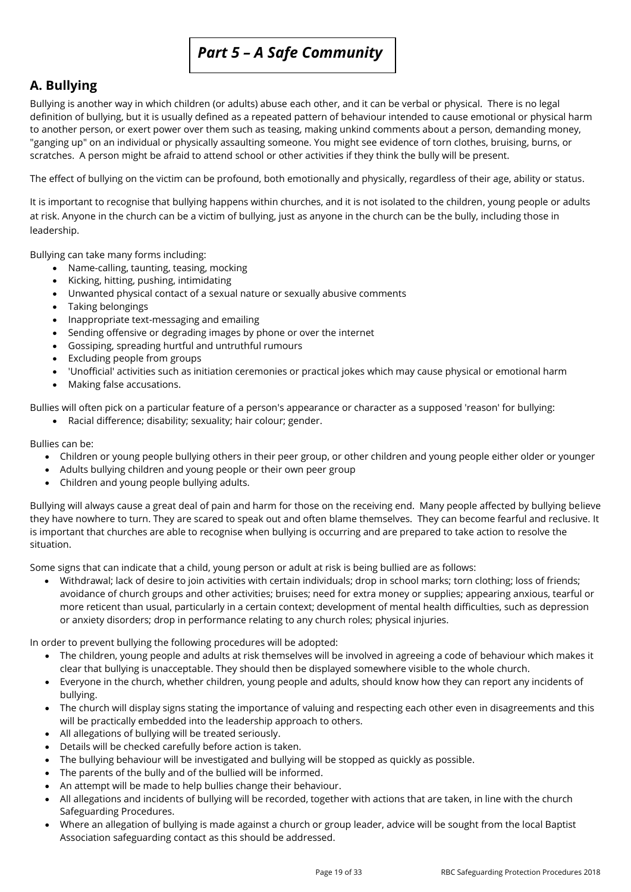# *Part 5 – A Safe Community*

## A. Bullying

Bullying is another way in which children (or adults) abuse each other, and it can be verbal or physical. There is no legal definition of bullying, but it is usually defined as a repeated pattern of behaviour intended to cause emotional or physical harm to another person, or exert power over them such as teasing, making unkind comments about a person, demanding money, "ganging up" on an individual or physically assaulting someone. You might see evidence of torn clothes, bruising, burns, or scratches. A person might be afraid to attend school or other activities if they think the bully will be present.

The effect of bullying on the victim can be profound, both emotionally and physically, regardless of their age, ability or status.

It is important to recognise that bullying happens within churches, and it is not isolated to the children, young people or adults at risk. Anyone in the church can be a victim of bullying, just as anyone in the church can be the bully, including those in leadership.

Bullying can take many forms including:

- Name-calling, taunting, teasing, mocking
- Kicking, hitting, pushing, intimidating
- Unwanted physical contact of a sexual nature or sexually abusive comments
- Taking belongings
- Inappropriate text-messaging and emailing
- Sending offensive or degrading images by phone or over the internet
- Gossiping, spreading hurtful and untruthful rumours
- Excluding people from groups
- 'Unofficial' activities such as initiation ceremonies or practical jokes which may cause physical or emotional harm
- Making false accusations.

Bullies will often pick on a particular feature of a person's appearance or character as a supposed 'reason' for bullying:

- Racial difference; disability; sexuality; hair colour; gender.

Bullies can be:

- Children or young people bullying others in their peer group, or other children and young people either older or younger
- Adults bullying children and young people or their own peer group
- Children and young people bullying adults.

Bullying will always cause a great deal of pain and harm for those on the receiving end. Many people affected by bullying believe they have nowhere to turn. They are scared to speak out and often blame themselves. They can become fearful and reclusive. It is important that churches are able to recognise when bullying is occurring and are prepared to take action to resolve the situation.

Some signs that can indicate that a child, young person or adult at risk is being bullied are as follows:

- Withdrawal; lack of desire to join activities with certain individuals; drop in school marks; torn clothing; loss of friends; avoidance of church groups and other activities; bruises; need for extra money or supplies; appearing anxious, tearful or more reticent than usual, particularly in a certain context; development of mental health difficulties, such as depression or anxiety disorders; drop in performance relating to any church roles; physical injuries.

In order to prevent bullying the following procedures will be adopted:

- The children, young people and adults at risk themselves will be involved in agreeing a code of behaviour which makes it clear that bullying is unacceptable. They should then be displayed somewhere visible to the whole church.
- Everyone in the church, whether children, young people and adults, should know how they can report any incidents of bullying.
- The church will display signs stating the importance of valuing and respecting each other even in disagreements and this will be practically embedded into the leadership approach to others.
- All allegations of bullying will be treated seriously.
- Details will be checked carefully before action is taken.
- The bullying behaviour will be investigated and bullying will be stopped as quickly as possible.
- The parents of the bully and of the bullied will be informed.
- An attempt will be made to help bullies change their behaviour.
- All allegations and incidents of bullying will be recorded, together with actions that are taken, in line with the church Safeguarding Procedures.
- Where an allegation of bullying is made against a church or group leader, advice will be sought from the local Baptist Association safeguarding contact as this should be addressed.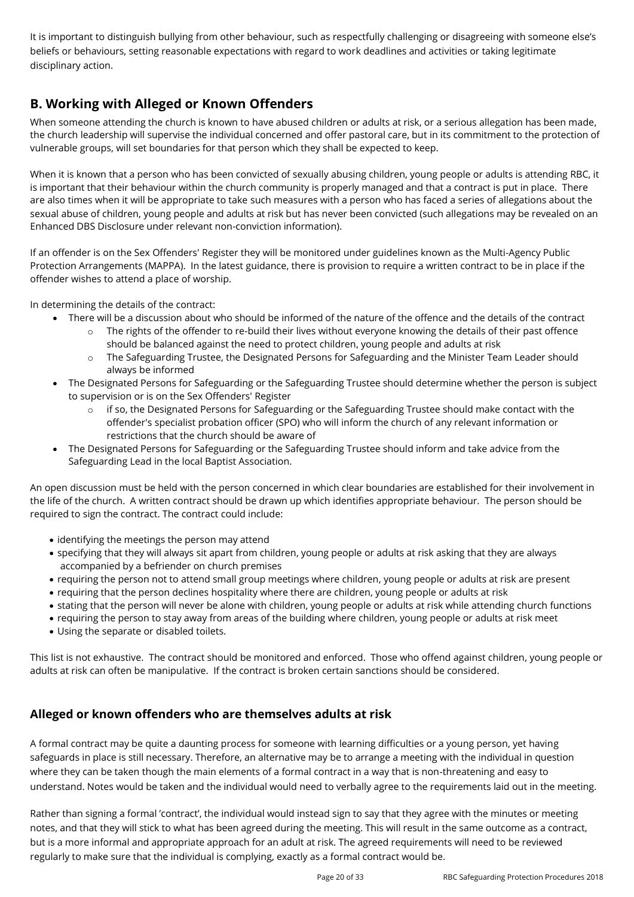It is important to distinguish bullying from other behaviour, such as respectfully challenging or disagreeing with someone else's beliefs or behaviours, setting reasonable expectations with regard to work deadlines and activities or taking legitimate disciplinary action.

## B. Working with Alleged or Known Offenders

When someone attending the church is known to have abused children or adults at risk, or a serious allegation has been made, the church leadership will supervise the individual concerned and offer pastoral care, but in its commitment to the protection of vulnerable groups, will set boundaries for that person which they shall be expected to keep.

When it is known that a person who has been convicted of sexually abusing children, young people or adults is attending RBC, it is important that their behaviour within the church community is properly managed and that a contract is put in place. There are also times when it will be appropriate to take such measures with a person who has faced a series of allegations about the sexual abuse of children, young people and adults at risk but has never been convicted (such allegations may be revealed on an Enhanced DBS Disclosure under relevant non-conviction information).

If an offender is on the Sex Offenders' Register they will be monitored under guidelines known as the Multi-Agency Public Protection Arrangements (MAPPA). In the latest guidance, there is provision to require a written contract to be in place if the offender wishes to attend a place of worship.

In determining the details of the contract:

- There will be a discussion about who should be informed of the nature of the offence and the details of the contract
  - The rights of the offender to re-build their lives without everyone knowing the details of their past offence should be balanced against the need to protect children, young people and adults at risk
  - The Safeguarding Trustee, the Designated Persons for Safeguarding and the Minister Team Leader should always be informed
- The Designated Persons for Safeguarding or the Safeguarding Trustee should determine whether the person is subject to supervision or is on the Sex Offenders' Register
  - if so, the Designated Persons for Safeguarding or the Safeguarding Trustee should make contact with the offender's specialist probation officer (SPO) who will inform the church of any relevant information or restrictions that the church should be aware of
- The Designated Persons for Safeguarding or the Safeguarding Trustee should inform and take advice from the Safeguarding Lead in the local Baptist Association.

An open discussion must be held with the person concerned in which clear boundaries are established for their involvement in the life of the church. A written contract should be drawn up which identifies appropriate behaviour. The person should be required to sign the contract. The contract could include:

- identifying the meetings the person may attend
- specifying that they will always sit apart from children, young people or adults at risk asking that they are always accompanied by a befriender on church premises
- requiring the person not to attend small group meetings where children, young people or adults at risk are present
- requiring that the person declines hospitality where there are children, young people or adults at risk
- stating that the person will never be alone with children, young people or adults at risk while attending church functions
- requiring the person to stay away from areas of the building where children, young people or adults at risk meet
- Using the separate or disabled toilets.

This list is not exhaustive. The contract should be monitored and enforced. Those who offend against children, young people or adults at risk can often be manipulative. If the contract is broken certain sanctions should be considered.

### Alleged or known offenders who are themselves adults at risk

A formal contract may be quite a daunting process for someone with learning difficulties or a young person, yet having safeguards in place is still necessary. Therefore, an alternative may be to arrange a meeting with the individual in question where they can be taken though the main elements of a formal contract in a way that is non-threatening and easy to understand. Notes would be taken and the individual would need to verbally agree to the requirements laid out in the meeting.

Rather than signing a formal 'contract', the individual would instead sign to say that they agree with the minutes or meeting notes, and that they will stick to what has been agreed during the meeting. This will result in the same outcome as a contract, but is a more informal and appropriate approach for an adult at risk. The agreed requirements will need to be reviewed regularly to make sure that the individual is complying, exactly as a formal contract would be.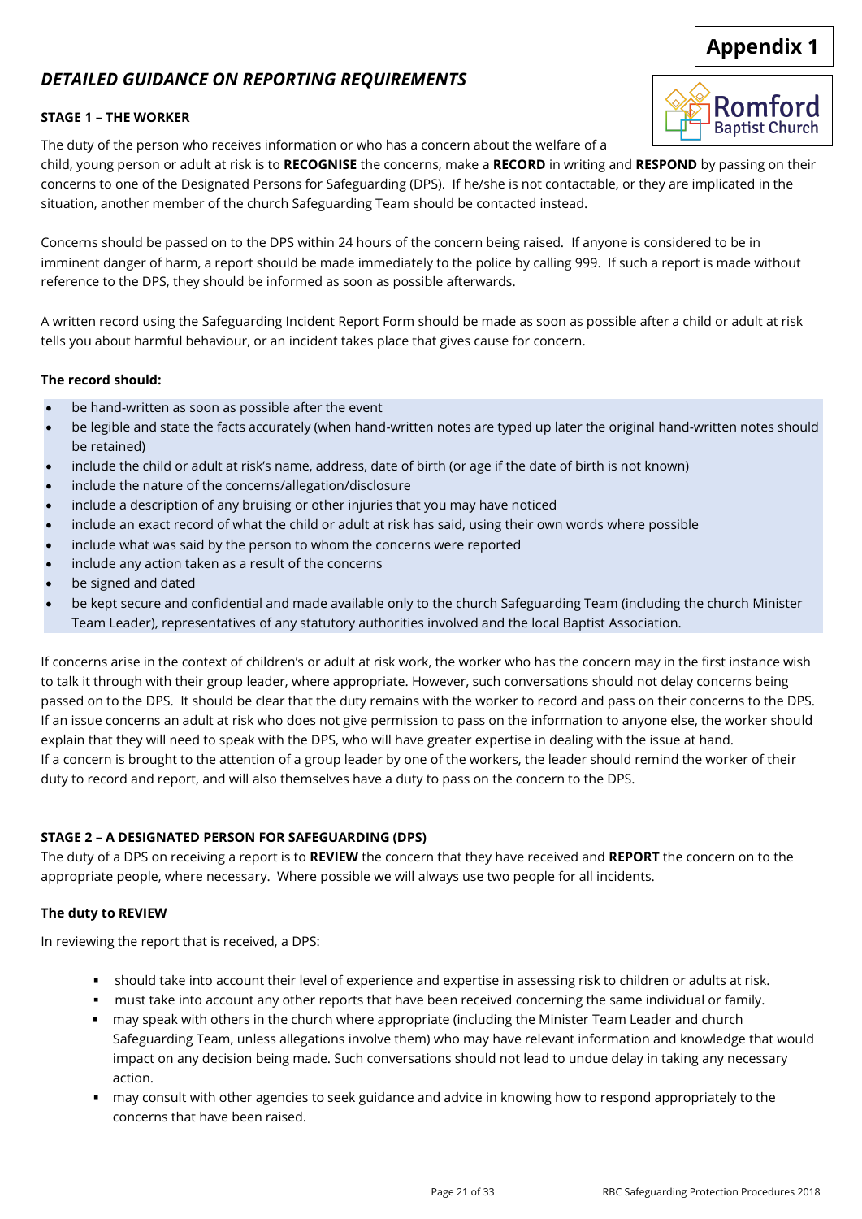**Appendix 1**

## *DETAILED GUIDANCE ON REPORTING REQUIREMENTS*

### STAGE 1 – THE WORKER

The duty of the person who receives information or who has a concern about the welfare of a child, young person or adult at risk is to **RECOGNISE** the concerns, make a **RECORD** in writing and **RESPOND** by passing on their concerns to one of the Designated Persons for Safeguarding (DPS). If he/she is not contactable, or they are implicated in the situation, another member of the church Safeguarding Team should be contacted instead.

Concerns should be passed on to the DPS within 24 hours of the concern being raised. If anyone is considered to be in imminent danger of harm, a report should be made immediately to the police by calling 999. If such a report is made without reference to the DPS, they should be informed as soon as possible afterwards.

A written record using the Safeguarding Incident Report Form should be made as soon as possible after a child or adult at risk tells you about harmful behaviour, or an incident takes place that gives cause for concern.

**The record should:**

- be hand-written as soon as possible after the event
- be legible and state the facts accurately (when hand-written notes are typed up later the original hand-written notes should be retained)
- include the child or adult at risk's name, address, date of birth (or age if the date of birth is not known)
- include the nature of the concerns/allegation/disclosure
- include a description of any bruising or other injuries that you may have noticed
- include an exact record of what the child or adult at risk has said, using their own words where possible
- include what was said by the person to whom the concerns were reported
- include any action taken as a result of the concerns
- be signed and dated
- be kept secure and confidential and made available only to the church Safeguarding Team (including the church Minister Team Leader), representatives of any statutory authorities involved and the local Baptist Association.

If concerns arise in the context of children's or adult at risk work, the worker who has the concern may in the first instance wish to talk it through with their group leader, where appropriate. However, such conversations should not delay concerns being passed on to the DPS. It should be clear that the duty remains with the worker to record and pass on their concerns to the DPS. If an issue concerns an adult at risk who does not give permission to pass on the information to anyone else, the worker should explain that they will need to speak with the DPS, who will have greater expertise in dealing with the issue at hand.
If a concern is brought to the attention of a group leader by one of the workers, the leader should remind the worker of their duty to record and report, and will also themselves have a duty to pass on the concern to the DPS.

### STAGE 2 – A DESIGNATED PERSON FOR SAFEGUARDING (DPS)

The duty of a DPS on receiving a report is to **REVIEW** the concern that they have received and **REPORT** the concern on to the appropriate people, where necessary. Where possible we will always use two people for all incidents.

**The duty to REVIEW**

In reviewing the report that is received, a DPS:

- should take into account their level of experience and expertise in assessing risk to children or adults at risk.
- must take into account any other reports that have been received concerning the same individual or family.
- may speak with others in the church where appropriate (including the Minister Team Leader and church Safeguarding Team, unless allegations involve them) who may have relevant information and knowledge that would impact on any decision being made. Such conversations should not lead to undue delay in taking any necessary action.
- may consult with other agencies to seek guidance and advice in knowing how to respond appropriately to the concerns that have been raised.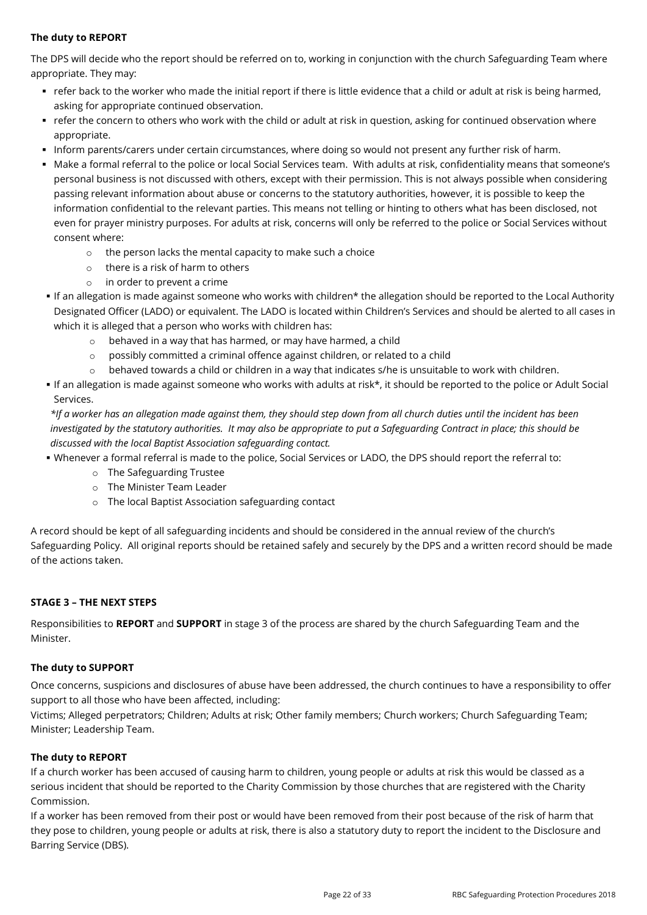**The duty to REPORT**

The DPS will decide who the report should be referred on to, working in conjunction with the church Safeguarding Team where appropriate. They may:

- refer back to the worker who made the initial report if there is little evidence that a child or adult at risk is being harmed, asking for appropriate continued observation.
- refer the concern to others who work with the child or adult at risk in question, asking for continued observation where appropriate.
- Inform parents/carers under certain circumstances, where doing so would not present any further risk of harm.
- Make a formal referral to the police or local Social Services team. With adults at risk, confidentiality means that someone's personal business is not discussed with others, except with their permission. This is not always possible when considering passing relevant information about abuse or concerns to the statutory authorities, however, it is possible to keep the information confidential to the relevant parties. This means not telling or hinting to others what has been disclosed, not even for prayer ministry purposes. For adults at risk, concerns will only be referred to the police or Social Services without consent where:
    - the person lacks the mental capacity to make such a choice
    - there is a risk of harm to others
    - in order to prevent a crime
- If an allegation is made against someone who works with children* the allegation should be reported to the Local Authority Designated Officer (LADO) or equivalent. The LADO is located within Children's Services and should be alerted to all cases in which it is alleged that a person who works with children has:
    - behaved in a way that has harmed, or may have harmed, a child
    - possibly committed a criminal offence against children, or related to a child
    - behaved towards a child or children in a way that indicates s/he is unsuitable to work with children.
- If an allegation is made against someone who works with adults at risk*, it should be reported to the police or Adult Social Services.

*\*If a worker has an allegation made against them, they should step down from all church duties until the incident has been investigated by the statutory authorities. It may also be appropriate to put a Safeguarding Contract in place; this should be discussed with the local Baptist Association safeguarding contact.*

- Whenever a formal referral is made to the police, Social Services or LADO, the DPS should report the referral to:
    - The Safeguarding Trustee
    - The Minister Team Leader
    - The local Baptist Association safeguarding contact

A record should be kept of all safeguarding incidents and should be considered in the annual review of the church's Safeguarding Policy. All original reports should be retained safely and securely by the DPS and a written record should be made of the actions taken.

**STAGE 3 – THE NEXT STEPS**

Responsibilities to **REPORT** and **SUPPORT** in stage 3 of the process are shared by the church Safeguarding Team and the Minister.

**The duty to SUPPORT**

Once concerns, suspicions and disclosures of abuse have been addressed, the church continues to have a responsibility to offer support to all those who have been affected, including:

Victims; Alleged perpetrators; Children; Adults at risk; Other family members; Church workers; Church Safeguarding Team; Minister; Leadership Team.

**The duty to REPORT**

If a church worker has been accused of causing harm to children, young people or adults at risk this would be classed as a serious incident that should be reported to the Charity Commission by those churches that are registered with the Charity Commission.

If a worker has been removed from their post or would have been removed from their post because of the risk of harm that they pose to children, young people or adults at risk, there is also a statutory duty to report the incident to the Disclosure and Barring Service (DBS).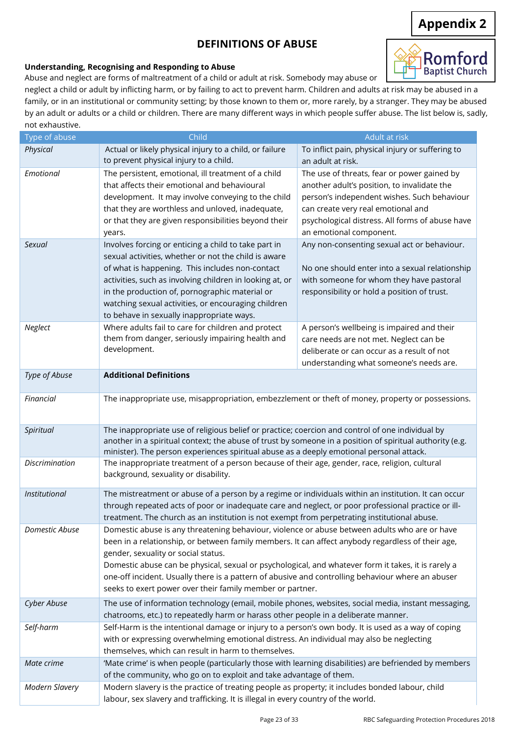Appendix 2

# DEFINITIONS OF ABUSE

**Understanding, Recognising and Responding to Abuse**

Abuse and neglect are forms of maltreatment of a child or adult at risk. Somebody may abuse or neglect a child or adult by inflicting harm, or by failing to act to prevent harm. Children and adults at risk may be abused in a family, or in an institutional or community setting; by those known to them or, more rarely, by a stranger. They may be abused by an adult or adults or a child or children. There are many different ways in which people suffer abuse. The list below is, sadly, not exhaustive.

| Type of abuse | Child | Adult at risk |
|---|---|---|
| *Physical* | Actual or likely physical injury to a child, or failure to prevent physical injury to a child. | To inflict pain, physical injury or suffering to an adult at risk. |
| *Emotional* | The persistent, emotional, ill treatment of a child that affects their emotional and behavioural development. It may involve conveying to the child that they are worthless and unloved, inadequate, or that they are given responsibilities beyond their years. | The use of threats, fear or power gained by another adult's position, to invalidate the person's independent wishes. Such behaviour can create very real emotional and psychological distress. All forms of abuse have an emotional component. |
| *Sexual* | Involves forcing or enticing a child to take part in sexual activities, whether or not the child is aware of what is happening. This includes non-contact activities, such as involving children in looking at, or in the production of, pornographic material or watching sexual activities, or encouraging children to behave in sexually inappropriate ways. | Any non-consenting sexual act or behaviour.<br><br>No one should enter into a sexual relationship with someone for whom they have pastoral responsibility or hold a position of trust. |
| *Neglect* | Where adults fail to care for children and protect them from danger, seriously impairing health and development. | A person's wellbeing is impaired and their care needs are not met. Neglect can be deliberate or can occur as a result of not understanding what someone's needs are. |
| *Type of Abuse* | **Additional Definitions** | |
| *Financial* | The inappropriate use, misappropriation, embezzlement or theft of money, property or possessions. | |
| *Spiritual* | The inappropriate use of religious belief or practice; coercion and control of one individual by another in a spiritual context; the abuse of trust by someone in a position of spiritual authority (e.g. minister). The person experiences spiritual abuse as a deeply emotional personal attack. | |
| *Discrimination* | The inappropriate treatment of a person because of their age, gender, race, religion, cultural background, sexuality or disability. | |
| *Institutional* | The mistreatment or abuse of a person by a regime or individuals within an institution. It can occur through repeated acts of poor or inadequate care and neglect, or poor professional practice or ill-treatment. The church as an institution is not exempt from perpetrating institutional abuse. | |
| *Domestic Abuse* | Domestic abuse is any threatening behaviour, violence or abuse between adults who are or have been in a relationship, or between family members. It can affect anybody regardless of their age, gender, sexuality or social status.<br>Domestic abuse can be physical, sexual or psychological, and whatever form it takes, it is rarely a one-off incident. Usually there is a pattern of abusive and controlling behaviour where an abuser seeks to exert power over their family member or partner. | |
| *Cyber Abuse* | The use of information technology (email, mobile phones, websites, social media, instant messaging, chatrooms, etc.) to repeatedly harm or harass other people in a deliberate manner. | |
| *Self-harm* | Self-Harm is the intentional damage or injury to a person's own body. It is used as a way of coping with or expressing overwhelming emotional distress. An individual may also be neglecting themselves, which can result in harm to themselves. | |
| *Mate crime* | 'Mate crime' is when people (particularly those with learning disabilities) are befriended by members of the community, who go on to exploit and take advantage of them. | |
| *Modern Slavery* | Modern slavery is the practice of treating people as property; it includes bonded labour, child labour, sex slavery and trafficking. It is illegal in every country of the world. | |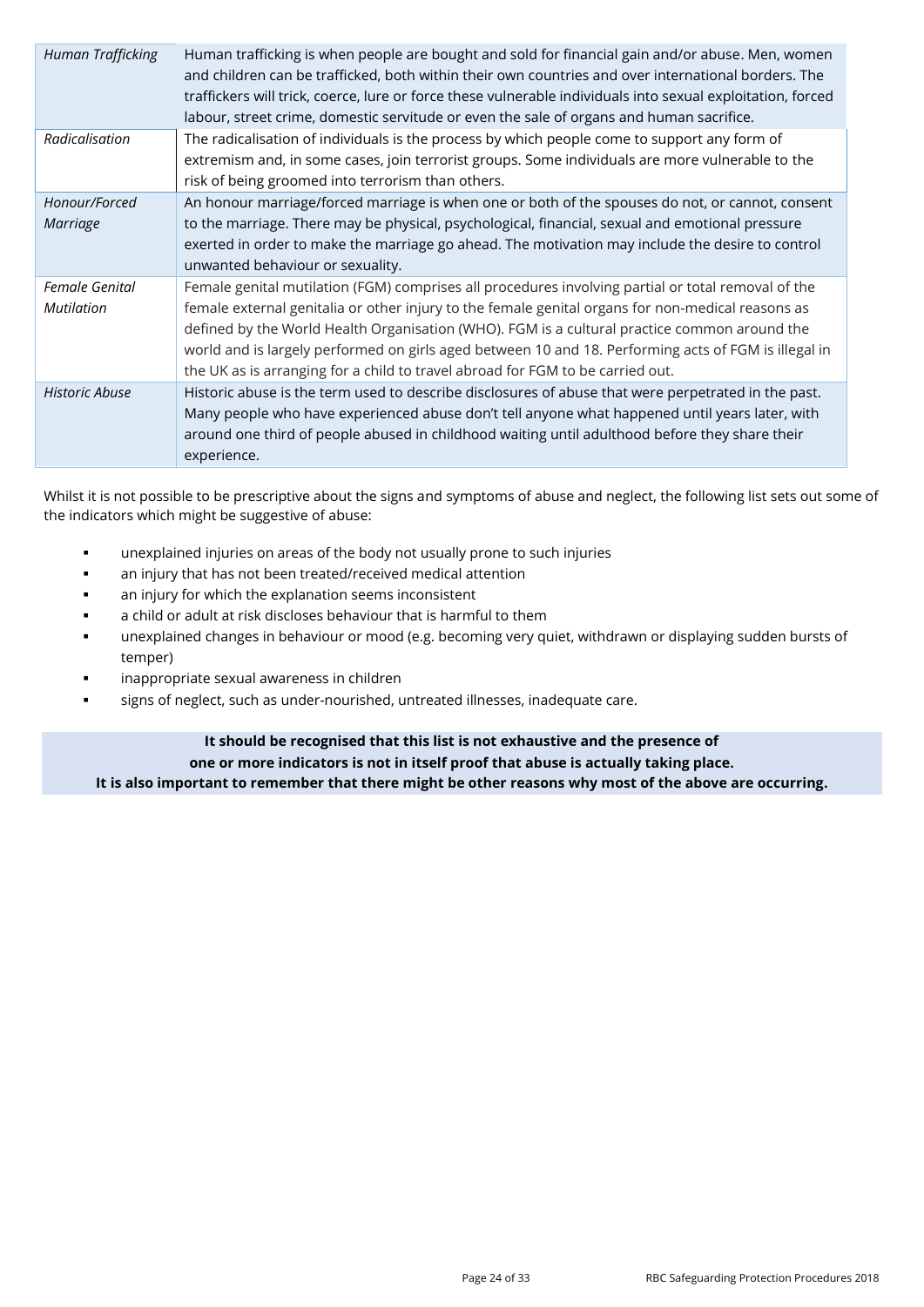| | |
|---|---|
| *Human Trafficking* | Human trafficking is when people are bought and sold for financial gain and/or abuse. Men, women and children can be trafficked, both within their own countries and over international borders. The traffickers will trick, coerce, lure or force these vulnerable individuals into sexual exploitation, forced labour, street crime, domestic servitude or even the sale of organs and human sacrifice. |
| *Radicalisation* | The radicalisation of individuals is the process by which people come to support any form of extremism and, in some cases, join terrorist groups. Some individuals are more vulnerable to the risk of being groomed into terrorism than others. |
| *Honour/Forced Marriage* | An honour marriage/forced marriage is when one or both of the spouses do not, or cannot, consent to the marriage. There may be physical, psychological, financial, sexual and emotional pressure exerted in order to make the marriage go ahead. The motivation may include the desire to control unwanted behaviour or sexuality. |
| *Female Genital Mutilation* | Female genital mutilation (FGM) comprises all procedures involving partial or total removal of the female external genitalia or other injury to the female genital organs for non-medical reasons as defined by the World Health Organisation (WHO). FGM is a cultural practice common around the world and is largely performed on girls aged between 10 and 18. Performing acts of FGM is illegal in the UK as is arranging for a child to travel abroad for FGM to be carried out. |
| *Historic Abuse* | Historic abuse is the term used to describe disclosures of abuse that were perpetrated in the past. Many people who have experienced abuse don't tell anyone what happened until years later, with around one third of people abused in childhood waiting until adulthood before they share their experience. |

Whilst it is not possible to be prescriptive about the signs and symptoms of abuse and neglect, the following list sets out some of the indicators which might be suggestive of abuse:

- unexplained injuries on areas of the body not usually prone to such injuries
- an injury that has not been treated/received medical attention
- an injury for which the explanation seems inconsistent
- a child or adult at risk discloses behaviour that is harmful to them
- unexplained changes in behaviour or mood (e.g. becoming very quiet, withdrawn or displaying sudden bursts of temper)
- inappropriate sexual awareness in children
- signs of neglect, such as under-nourished, untreated illnesses, inadequate care.

**It should be recognised that this list is not exhaustive and the presence of one or more indicators is not in itself proof that abuse is actually taking place. It is also important to remember that there might be other reasons why most of the above are occurring.**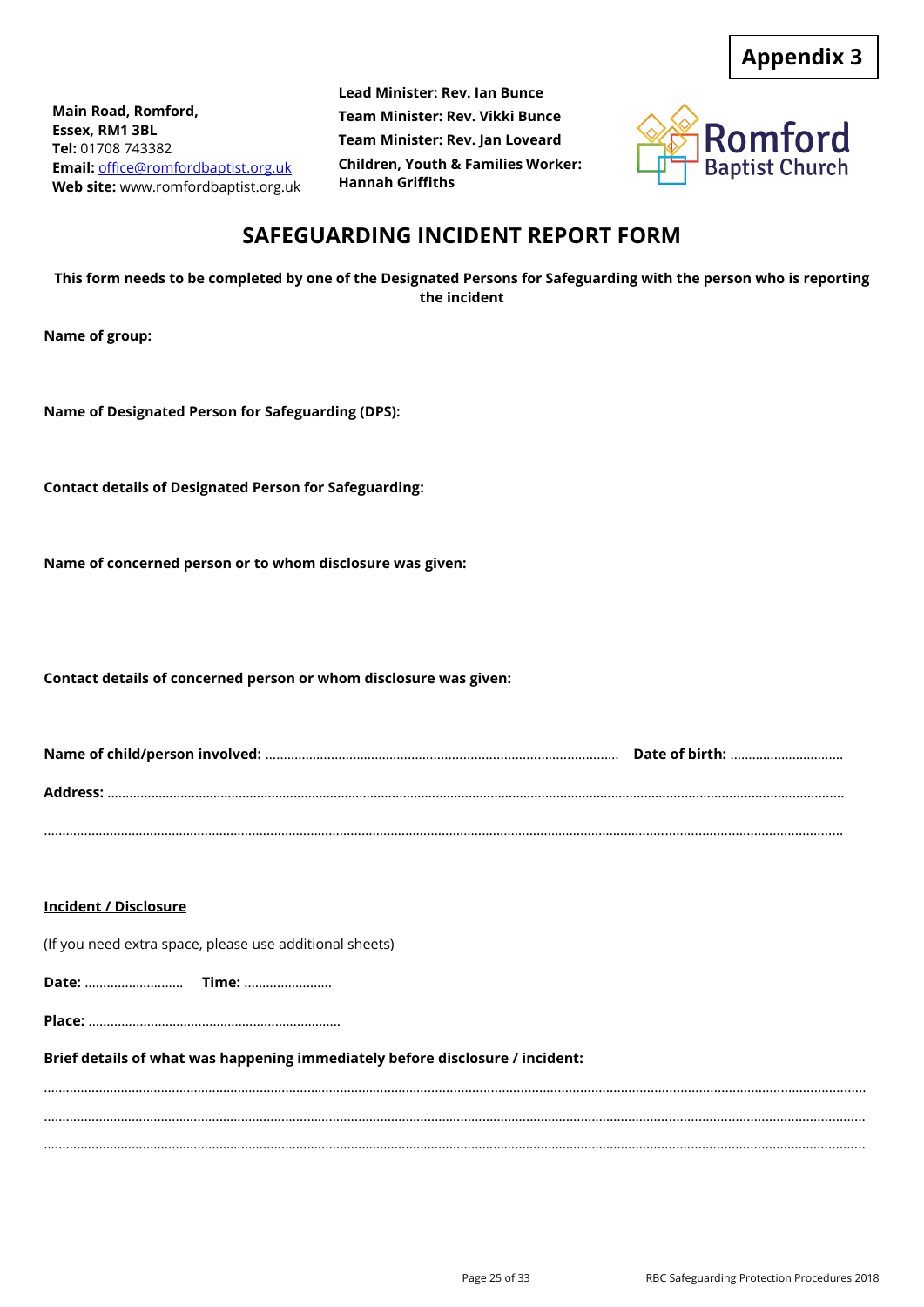**Appendix 3**

**Main Road, Romford,**
**Essex, RM1 3BL**
**Tel:** 01708 743382
**Email:** office@romfordbaptist.org.uk
**Web site:** www.romfordbaptist.org.uk

**Lead Minister: Rev. Ian Bunce**
**Team Minister: Rev. Vikki Bunce**
**Team Minister: Rev. Jan Loveard**
**Children, Youth & Families Worker: Hannah Griffiths**

Romford Baptist Church

# SAFEGUARDING INCIDENT REPORT FORM

**This form needs to be completed by one of the Designated Persons for Safeguarding with the person who is reporting the incident**

**Name of group:**

**Name of Designated Person for Safeguarding (DPS):**

**Contact details of Designated Person for Safeguarding:**

**Name of concerned person or to whom disclosure was given:**

**Contact details of concerned person or whom disclosure was given:**

**Name of child/person involved:** .................................................................................................. **Date of birth:** ...............................

**Address:** ..........................................................................................................................................................................................

..........................................................................................................................................................................................................

**<u>Incident / Disclosure</u>**

(If you need extra space, please use additional sheets)

**Date:** ........................... **Time:** ........................

**Place:** ....................................................................

**Brief details of what was happening immediately before disclosure / incident:**

..........................................................................................................................................................................................................

..........................................................................................................................................................................................................

..........................................................................................................................................................................................................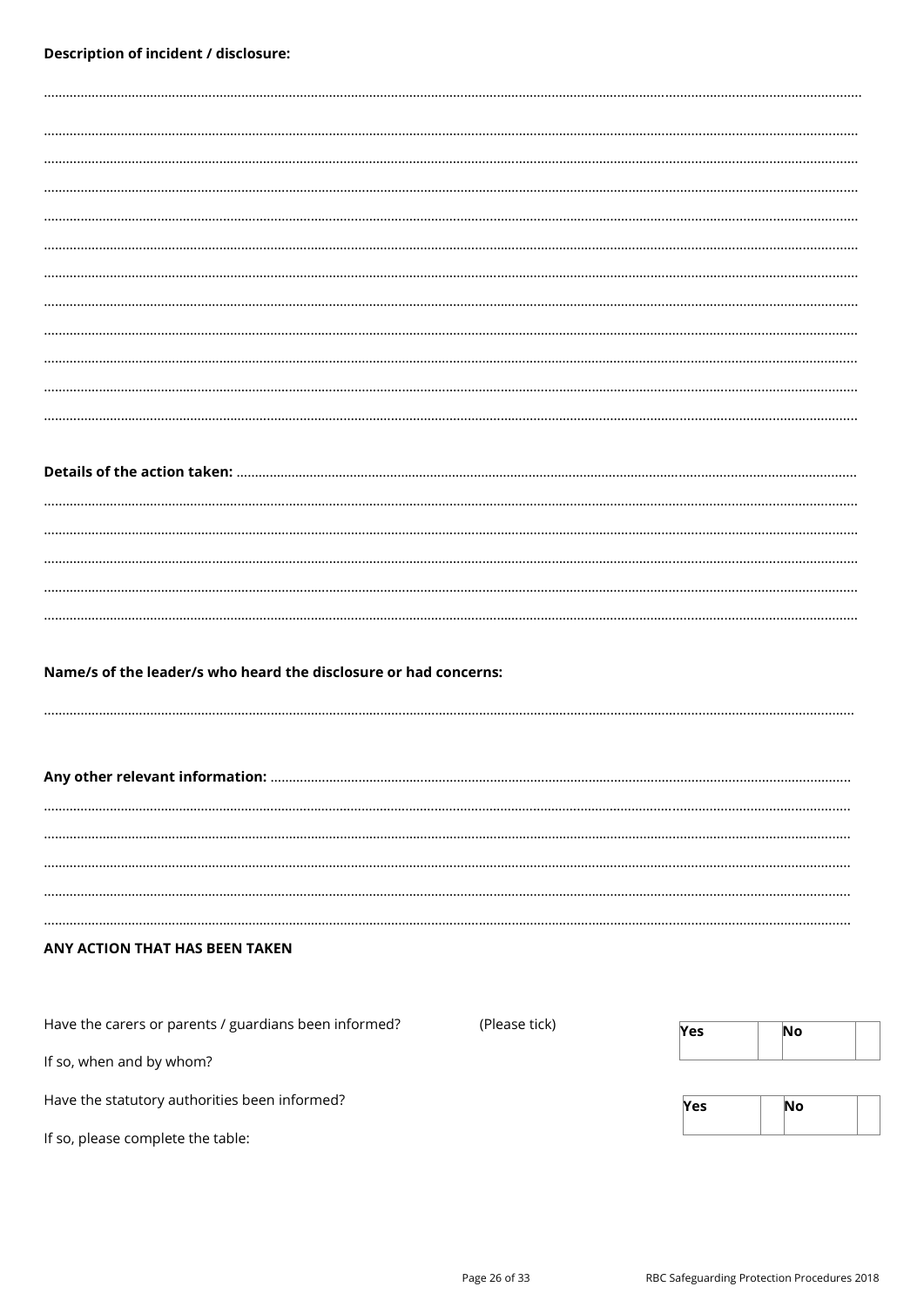**Description of incident / disclosure:**

..............................................................................................................................................................................................

..............................................................................................................................................................................................

..............................................................................................................................................................................................

..............................................................................................................................................................................................

..............................................................................................................................................................................................

..............................................................................................................................................................................................

..............................................................................................................................................................................................

..............................................................................................................................................................................................

..............................................................................................................................................................................................

..............................................................................................................................................................................................

..............................................................................................................................................................................................

..............................................................................................................................................................................................

**Details of the action taken:** .........................................................................................................................................

..............................................................................................................................................................................................

..............................................................................................................................................................................................

..............................................................................................................................................................................................

..............................................................................................................................................................................................

..............................................................................................................................................................................................

**Name/s of the leader/s who heard the disclosure or had concerns:**

..............................................................................................................................................................................................

**Any other relevant information:** ..................................................................................................................................

..............................................................................................................................................................................................

..............................................................................................................................................................................................

..............................................................................................................................................................................................

..............................................................................................................................................................................................

..............................................................................................................................................................................................

**ANY ACTION THAT HAS BEEN TAKEN**

Have the carers or parents / guardians been informed? (Please tick)

| **Yes** | | **No** | |
|---|---|---|---|

If so, when and by whom?

Have the statutory authorities been informed?

| **Yes** | | **No** | |
|---|---|---|---|

If so, please complete the table: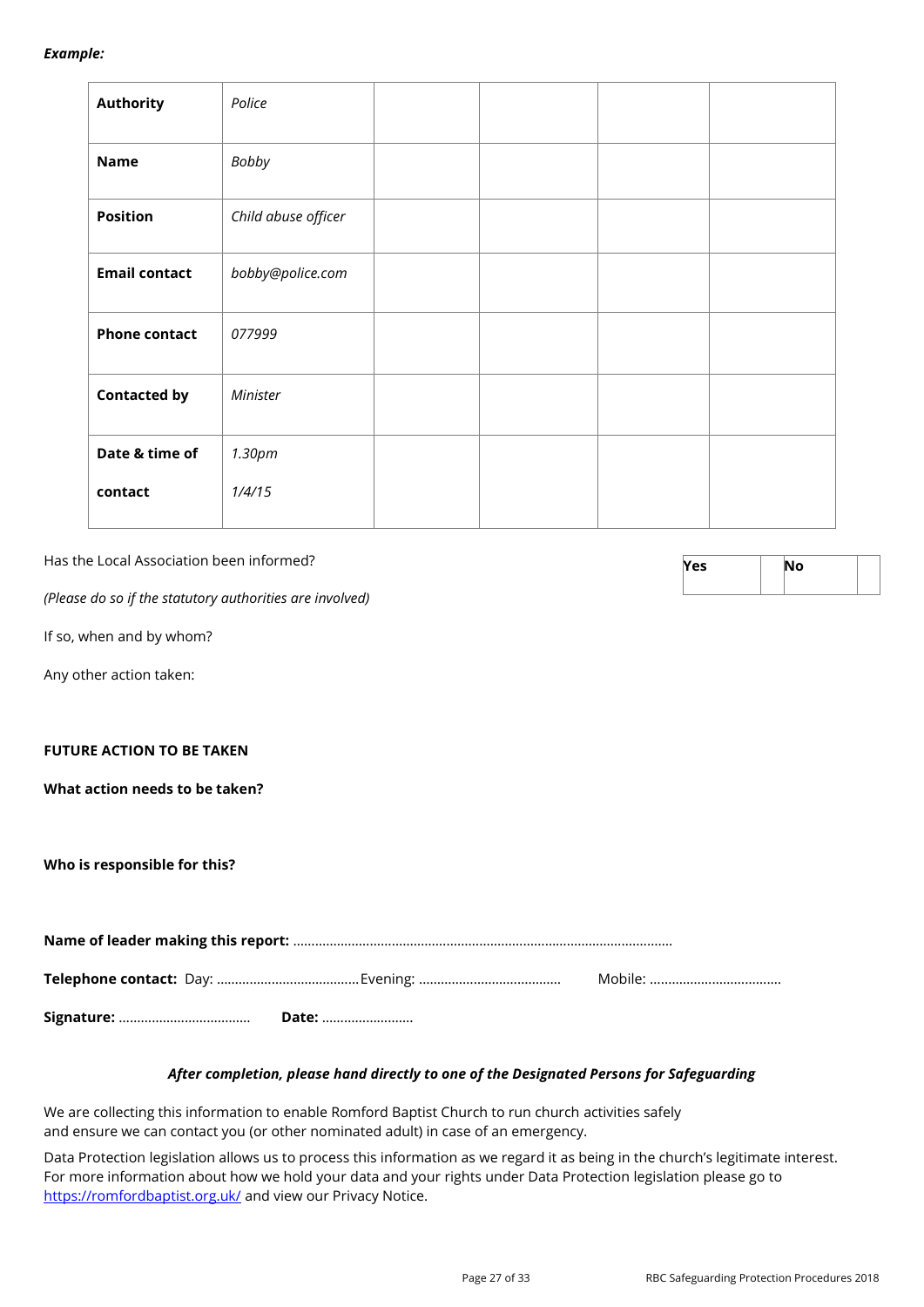***Example:***

| **Authority** | *Police* | | | | |
|---|---|---|---|---|---|
| **Name** | *Bobby* | | | | |
| **Position** | *Child abuse officer* | | | | |
| **Email contact** | *bobby@police.com* | | | | |
| **Phone contact** | *077999* | | | | |
| **Contacted by** | *Minister* | | | | |
| **Date & time of contact** | *1.30pm 1/4/15* | | | | |

Has the Local Association been informed?

| **Yes** | | **No** | |
|---|---|---|---|

*(Please do so if the statutory authorities are involved)*

If so, when and by whom?

Any other action taken:

**FUTURE ACTION TO BE TAKEN**

**What action needs to be taken?**

**Who is responsible for this?**

**Name of leader making this report:** ......................................................................................................

**Telephone contact:** Day: ....................................... Evening: ....................................... Mobile: ....................................

**Signature:** .................................... **Date:** .........................

***After completion, please hand directly to one of the Designated Persons for Safeguarding***

We are collecting this information to enable Romford Baptist Church to run church activities safely and ensure we can contact you (or other nominated adult) in case of an emergency.

Data Protection legislation allows us to process this information as we regard it as being in the church's legitimate interest. For more information about how we hold your data and your rights under Data Protection legislation please go to https://romfordbaptist.org.uk/ and view our Privacy Notice.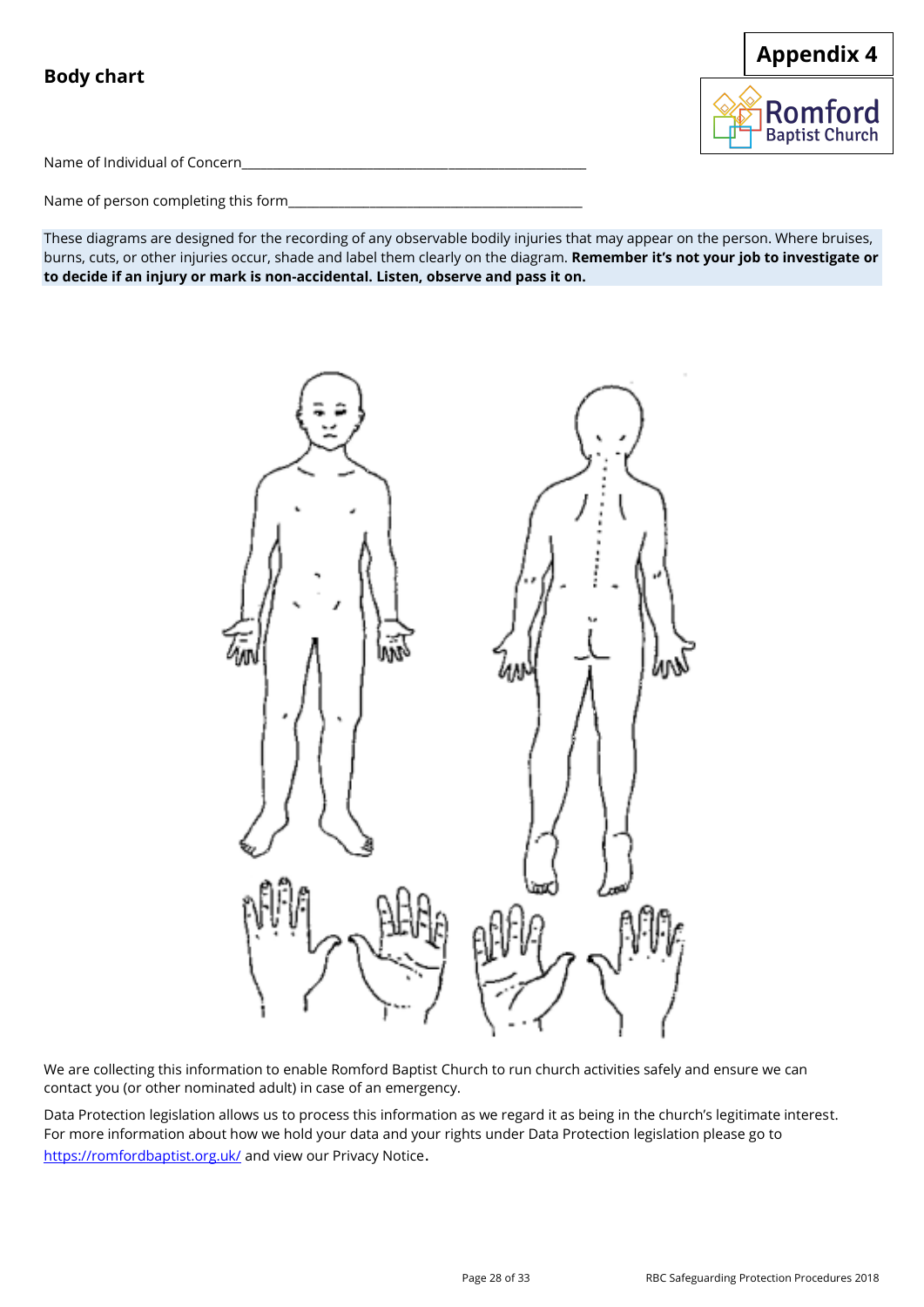**Appendix 4**

## Body chart

Name of Individual of Concern_____________________________________________________

Name of person completing this form__________________________________________

These diagrams are designed for the recording of any observable bodily injuries that may appear on the person. Where bruises, burns, cuts, or other injuries occur, shade and label them clearly on the diagram. **Remember it's not your job to investigate or to decide if an injury or mark is non-accidental. Listen, observe and pass it on.**

We are collecting this information to enable Romford Baptist Church to run church activities safely and ensure we can contact you (or other nominated adult) in case of an emergency.

Data Protection legislation allows us to process this information as we regard it as being in the church's legitimate interest. For more information about how we hold your data and your rights under Data Protection legislation please go to https://romfordbaptist.org.uk/ and view our Privacy Notice.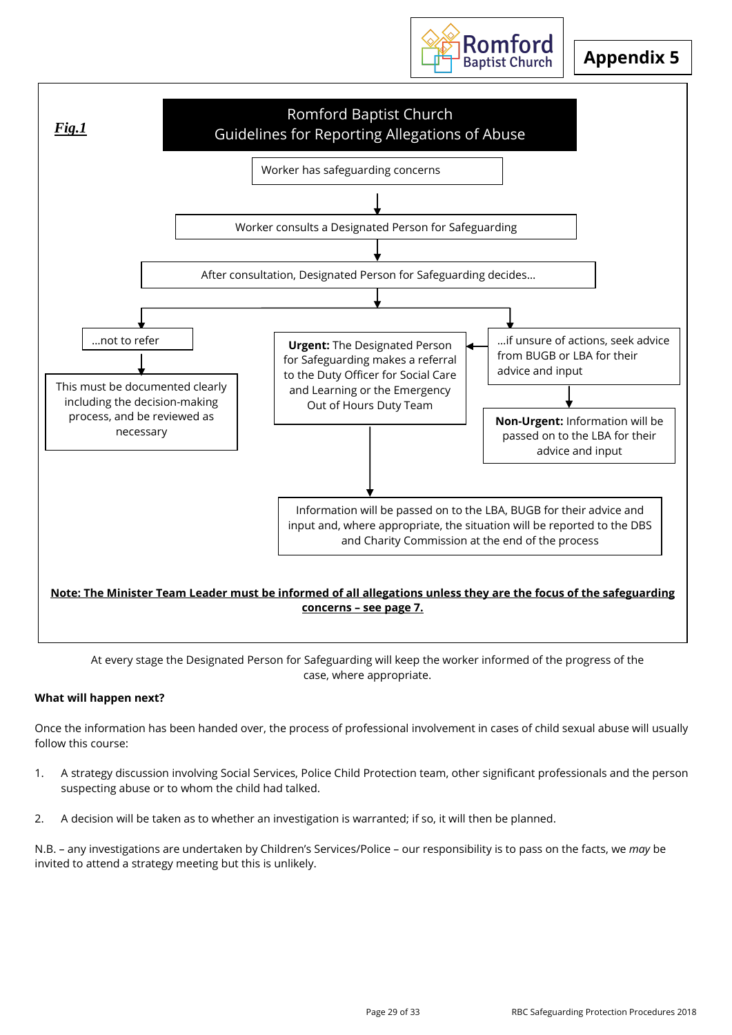# Appendix 5

*Fig.1*

**Romford Baptist Church**
**Guidelines for Reporting Allegations of Abuse**

Worker has safeguarding concerns

↓

Worker consults a Designated Person for Safeguarding

↓

After consultation, Designated Person for Safeguarding decides…

- …not to refer
  - This must be documented clearly including the decision-making process, and be reviewed as necessary
- **Urgent:** The Designated Person for Safeguarding makes a referral to the Duty Officer for Social Care and Learning or the Emergency Out of Hours Duty Team
  - Information will be passed on to the LBA, BUGB for their advice and input and, where appropriate, the situation will be reported to the DBS and Charity Commission at the end of the process
- …if unsure of actions, seek advice from BUGB or LBA for their advice and input
  - **Non-Urgent:** Information will be passed on to the LBA for their advice and input

**Note: The Minister Team Leader must be informed of all allegations unless they are the focus of the safeguarding concerns – see page 7.**

At every stage the Designated Person for Safeguarding will keep the worker informed of the progress of the case, where appropriate.

**What will happen next?**

Once the information has been handed over, the process of professional involvement in cases of child sexual abuse will usually follow this course:

1. A strategy discussion involving Social Services, Police Child Protection team, other significant professionals and the person suspecting abuse or to whom the child had talked.

2. A decision will be taken as to whether an investigation is warranted; if so, it will then be planned.

N.B. – any investigations are undertaken by Children's Services/Police – our responsibility is to pass on the facts, we *may* be invited to attend a strategy meeting but this is unlikely.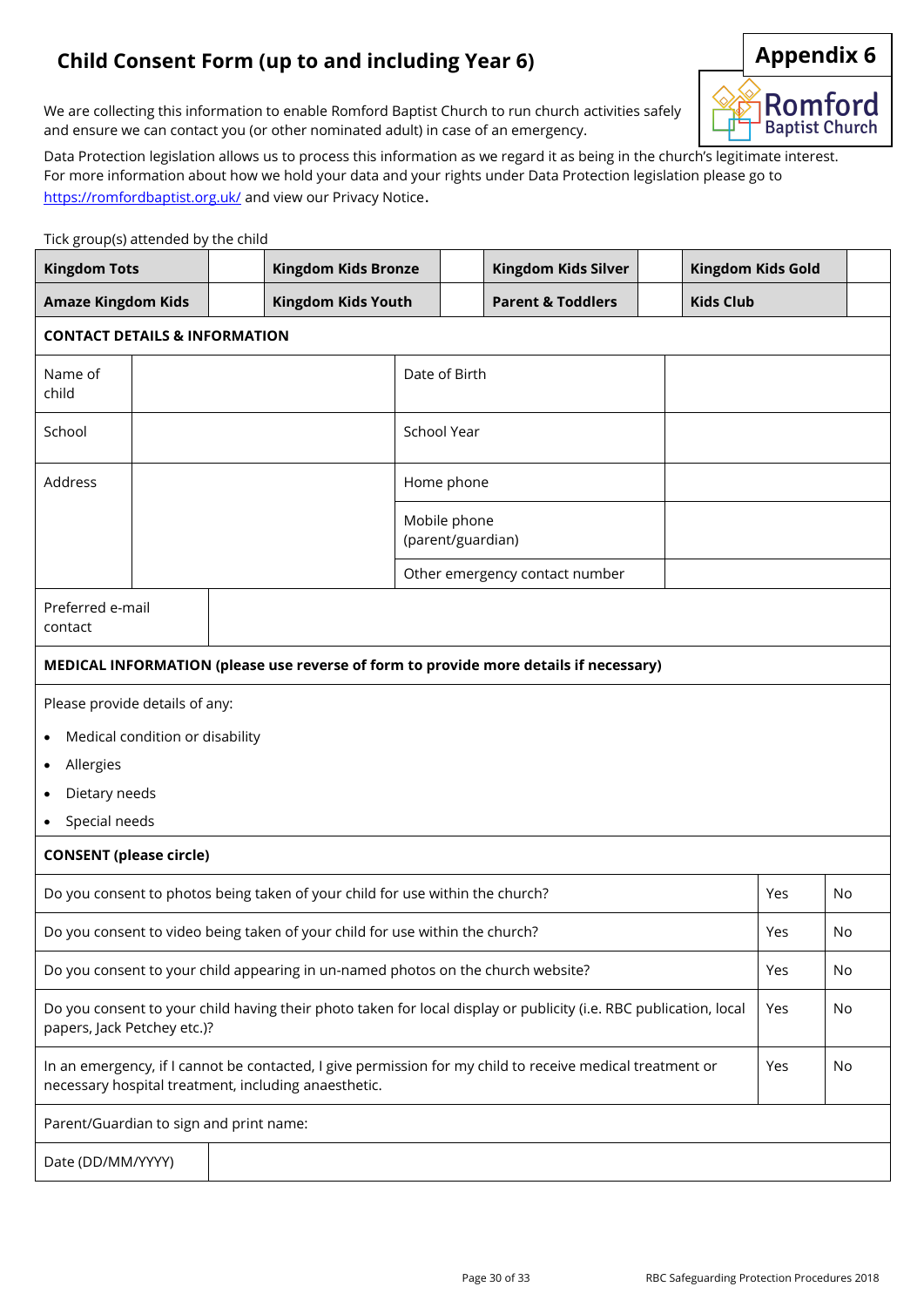# Child Consent Form (up to and including Year 6)

**Appendix 6**

Romford Baptist Church

We are collecting this information to enable Romford Baptist Church to run church activities safely and ensure we can contact you (or other nominated adult) in case of an emergency.

Data Protection legislation allows us to process this information as we regard it as being in the church's legitimate interest. For more information about how we hold your data and your rights under Data Protection legislation please go to https://romfordbaptist.org.uk/ and view our Privacy Notice.

Tick group(s) attended by the child

| **Kingdom Tots** | | **Kingdom Kids Bronze** | | **Kingdom Kids Silver** | | **Kingdom Kids Gold** | |
|---|---|---|---|---|---|---|---|
| **Amaze Kingdom Kids** | | **Kingdom Kids Youth** | | **Parent & Toddlers** | | **Kids Club** | |

**CONTACT DETAILS & INFORMATION**

| | | | |
|---|---|---|---|
| Name of child | | Date of Birth | |
| School | | School Year | |
| Address | | Home phone | |
| | | Mobile phone (parent/guardian) | |
| | | Other emergency contact number | |
| Preferred e-mail contact | | | |

**MEDICAL INFORMATION (please use reverse of form to provide more details if necessary)**

Please provide details of any:

- Medical condition or disability
- Allergies
- Dietary needs
- Special needs

**CONSENT (please circle)**

| | | |
|---|---|---|
| Do you consent to photos being taken of your child for use within the church? | Yes | No |
| Do you consent to video being taken of your child for use within the church? | Yes | No |
| Do you consent to your child appearing in un-named photos on the church website? | Yes | No |
| Do you consent to your child having their photo taken for local display or publicity (i.e. RBC publication, local papers, Jack Petchey etc.)? | Yes | No |
| In an emergency, if I cannot be contacted, I give permission for my child to receive medical treatment or necessary hospital treatment, including anaesthetic. | Yes | No |

Parent/Guardian to sign and print name:

| Date (DD/MM/YYYY) | |
|---|---|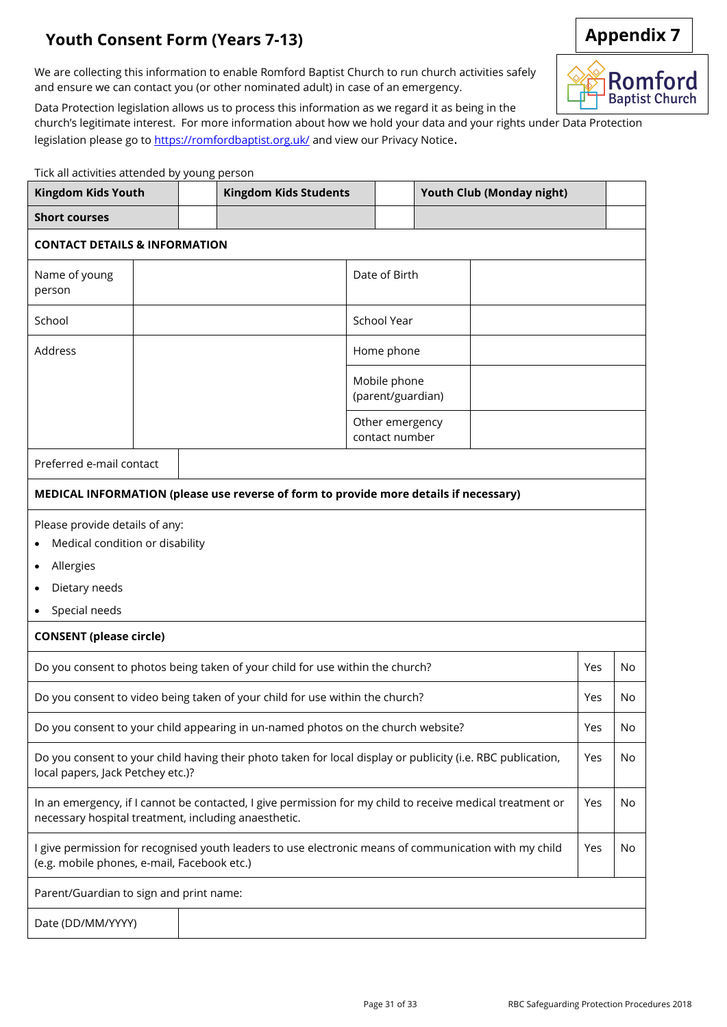## Youth Consent Form (Years 7-13)

**Appendix 7**

Romford Baptist Church

We are collecting this information to enable Romford Baptist Church to run church activities safely and ensure we can contact you (or other nominated adult) in case of an emergency.

Data Protection legislation allows us to process this information as we regard it as being in the church's legitimate interest. For more information about how we hold your data and your rights under Data Protection legislation please go to https://romfordbaptist.org.uk/ and view our Privacy Notice.

Tick all activities attended by young person

| **Kingdom Kids Youth** | | **Kingdom Kids Students** | | **Youth Club (Monday night)** | |
|---|---|---|---|---|---|
| **Short courses** | | | | | |

| **CONTACT DETAILS & INFORMATION** | | | |
|---|---|---|---|
| Name of young person | | Date of Birth | |
| School | | School Year | |
| Address | | Home phone | |
| | | Mobile phone (parent/guardian) | |
| | | Other emergency contact number | |
| Preferred e-mail contact | | | |

**MEDICAL INFORMATION (please use reverse of form to provide more details if necessary)**

Please provide details of any:

- Medical condition or disability
- Allergies
- Dietary needs
- Special needs

| **CONSENT (please circle)** | | |
|---|---|---|
| Do you consent to photos being taken of your child for use within the church? | Yes | No |
| Do you consent to video being taken of your child for use within the church? | Yes | No |
| Do you consent to your child appearing in un-named photos on the church website? | Yes | No |
| Do you consent to your child having their photo taken for local display or publicity (i.e. RBC publication, local papers, Jack Petchey etc.)? | Yes | No |
| In an emergency, if I cannot be contacted, I give permission for my child to receive medical treatment or necessary hospital treatment, including anaesthetic. | Yes | No |
| I give permission for recognised youth leaders to use electronic means of communication with my child (e.g. mobile phones, e-mail, Facebook etc.) | Yes | No |

| Parent/Guardian to sign and print name: | |
|---|---|
| Date (DD/MM/YYYY) | |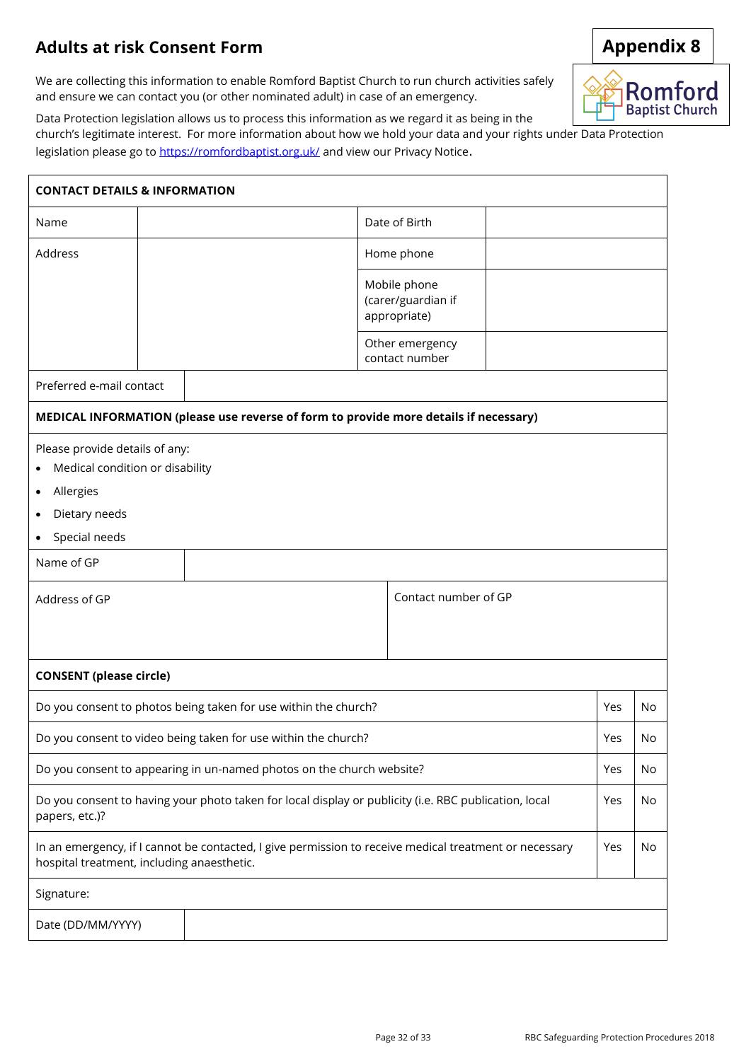# Adults at risk Consent Form

**Appendix 8**

We are collecting this information to enable Romford Baptist Church to run church activities safely and ensure we can contact you (or other nominated adult) in case of an emergency.

Data Protection legislation allows us to process this information as we regard it as being in the church's legitimate interest. For more information about how we hold your data and your rights under Data Protection legislation please go to https://romfordbaptist.org.uk/ and view our Privacy Notice.

| **CONTACT DETAILS & INFORMATION** | | | |
|---|---|---|---|
| Name | | Date of Birth | |
| Address | | Home phone | |
| | | Mobile phone (carer/guardian if appropriate) | |
| | | Other emergency contact number | |
| Preferred e-mail contact | | | |

| **MEDICAL INFORMATION (please use reverse of form to provide more details if necessary)** | |
|---|---|
| Please provide details of any:<br>• Medical condition or disability<br>• Allergies<br>• Dietary needs<br>• Special needs | |
| Name of GP | |
| Address of GP | Contact number of GP |

| **CONSENT (please circle)** | | |
|---|---|---|
| Do you consent to photos being taken for use within the church? | Yes | No |
| Do you consent to video being taken for use within the church? | Yes | No |
| Do you consent to appearing in un-named photos on the church website? | Yes | No |
| Do you consent to having your photo taken for local display or publicity (i.e. RBC publication, local papers, etc.)? | Yes | No |
| In an emergency, if I cannot be contacted, I give permission to receive medical treatment or necessary hospital treatment, including anaesthetic. | Yes | No |
| Signature: | | |
| Date (DD/MM/YYYY) | | |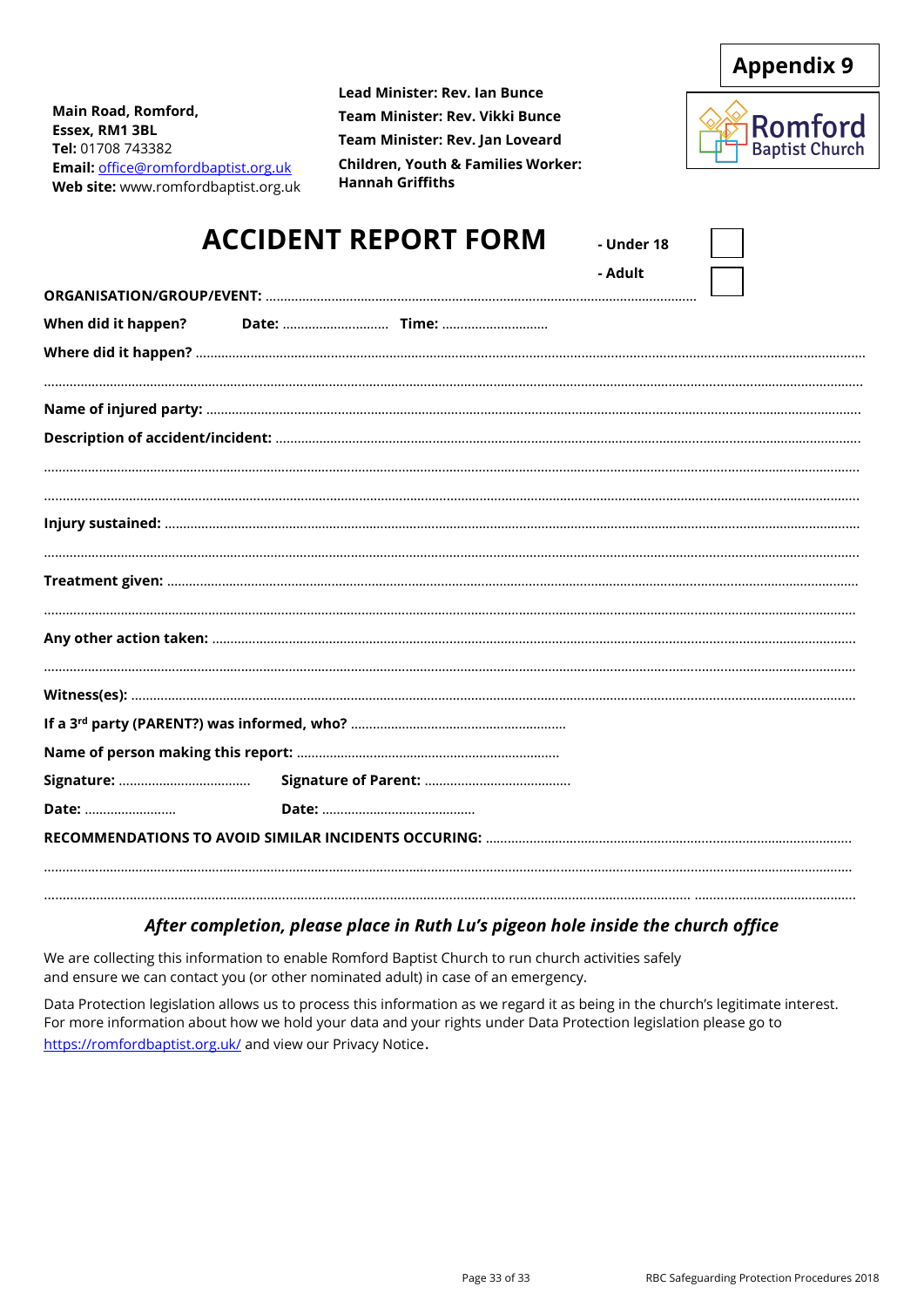**Appendix 9**

**Main Road, Romford,**
**Essex, RM1 3BL**
**Tel:** 01708 743382
**Email:** office@romfordbaptist.org.uk
**Web site:** www.romfordbaptist.org.uk

**Lead Minister: Rev. Ian Bunce**
**Team Minister: Rev. Vikki Bunce**
**Team Minister: Rev. Jan Loveard**
**Children, Youth & Families Worker: Hannah Griffiths**

Romford Baptist Church

# ACCIDENT REPORT FORM

**- Under 18** ☐

**- Adult** ☐

**ORGANISATION/GROUP/EVENT:** ..........................................................................................................

**When did it happen?** **Date:** ............................ **Time:** ............................

**Where did it happen?** ..........................................................................................................

..........................................................................................................

**Name of injured party:** ..........................................................................................................

**Description of accident/incident:** ..........................................................................................................

..........................................................................................................

..........................................................................................................

**Injury sustained:** ..........................................................................................................

..........................................................................................................

**Treatment given:** ..........................................................................................................

..........................................................................................................

**Any other action taken:** ..........................................................................................................

..........................................................................................................

**Witness(es):** ..........................................................................................................

**If a 3rd party (PARENT?) was informed, who?** ..........................................................

**Name of person making this report:** ..........................................................

**Signature:** .................................. **Signature of Parent:** ......................................

**Date:** ........................ **Date:** .........................................

**RECOMMENDATIONS TO AVOID SIMILAR INCIDENTS OCCURING:** ..........................................................................................................

..........................................................................................................

..........................................................................................................

***After completion, please place in Ruth Lu's pigeon hole inside the church office***

We are collecting this information to enable Romford Baptist Church to run church activities safely and ensure we can contact you (or other nominated adult) in case of an emergency.

Data Protection legislation allows us to process this information as we regard it as being in the church's legitimate interest. For more information about how we hold your data and your rights under Data Protection legislation please go to https://romfordbaptist.org.uk/ and view our Privacy Notice.